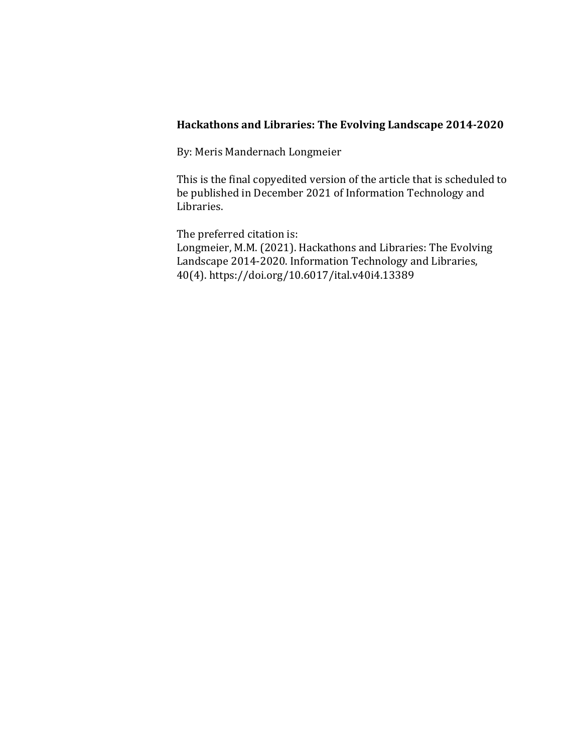**Hackathons and Libraries: The Evolving Landscape 2014-2020**

By: Meris Mandernach Longmeier

This is the final copyedited version of the article that is scheduled to be published in December 2021 of Information Technology and Libraries.

The preferred citation is:
Longmeier, M.M. (2021). Hackathons and Libraries: The Evolving Landscape 2014-2020. Information Technology and Libraries, 40(4). https://doi.org/10.6017/ital.v40i4.13389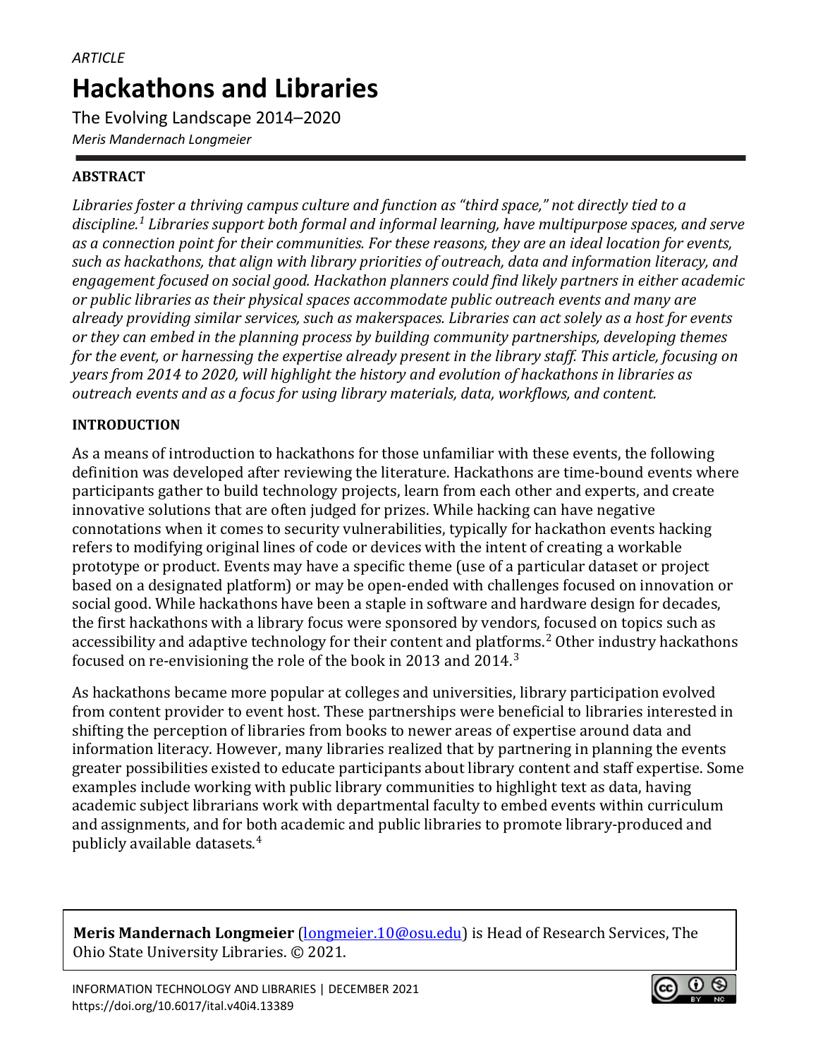*ARTICLE*

# Hackathons and Libraries

The Evolving Landscape 2014–2020

*Meris Mandernach Longmeier*

## ABSTRACT

*Libraries foster a thriving campus culture and function as "third space," not directly tied to a discipline.[1] Libraries support both formal and informal learning, have multipurpose spaces, and serve as a connection point for their communities. For these reasons, they are an ideal location for events, such as hackathons, that align with library priorities of outreach, data and information literacy, and engagement focused on social good. Hackathon planners could find likely partners in either academic or public libraries as their physical spaces accommodate public outreach events and many are already providing similar services, such as makerspaces. Libraries can act solely as a host for events or they can embed in the planning process by building community partnerships, developing themes for the event, or harnessing the expertise already present in the library staff. This article, focusing on years from 2014 to 2020, will highlight the history and evolution of hackathons in libraries as outreach events and as a focus for using library materials, data, workflows, and content.*

## INTRODUCTION

As a means of introduction to hackathons for those unfamiliar with these events, the following definition was developed after reviewing the literature. Hackathons are time-bound events where participants gather to build technology projects, learn from each other and experts, and create innovative solutions that are often judged for prizes. While hacking can have negative connotations when it comes to security vulnerabilities, typically for hackathon events hacking refers to modifying original lines of code or devices with the intent of creating a workable prototype or product. Events may have a specific theme (use of a particular dataset or project based on a designated platform) or may be open-ended with challenges focused on innovation or social good. While hackathons have been a staple in software and hardware design for decades, the first hackathons with a library focus were sponsored by vendors, focused on topics such as accessibility and adaptive technology for their content and platforms.[2] Other industry hackathons focused on re-envisioning the role of the book in 2013 and 2014.[3]

As hackathons became more popular at colleges and universities, library participation evolved from content provider to event host. These partnerships were beneficial to libraries interested in shifting the perception of libraries from books to newer areas of expertise around data and information literacy. However, many libraries realized that by partnering in planning the events greater possibilities existed to educate participants about library content and staff expertise. Some examples include working with public library communities to highlight text as data, having academic subject librarians work with departmental faculty to embed events within curriculum and assignments, and for both academic and public libraries to promote library-produced and publicly available datasets.[4]

**Meris Mandernach Longmeier** (longmeier.10@osu.edu) is Head of Research Services, The Ohio State University Libraries. © 2021.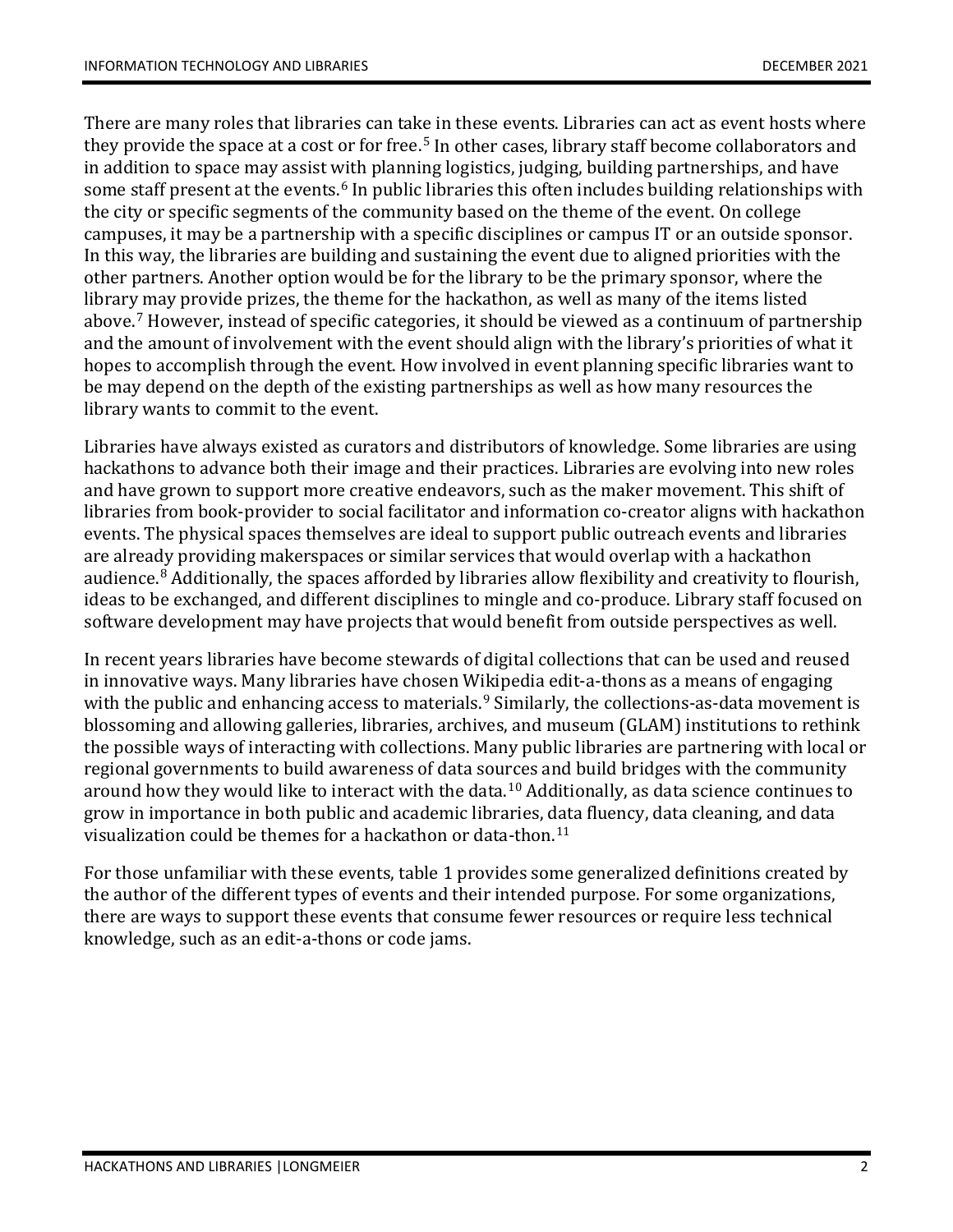There are many roles that libraries can take in these events. Libraries can act as event hosts where they provide the space at a cost or for free.[5] In other cases, library staff become collaborators and in addition to space may assist with planning logistics, judging, building partnerships, and have some staff present at the events.[6] In public libraries this often includes building relationships with the city or specific segments of the community based on the theme of the event. On college campuses, it may be a partnership with a specific disciplines or campus IT or an outside sponsor. In this way, the libraries are building and sustaining the event due to aligned priorities with the other partners. Another option would be for the library to be the primary sponsor, where the library may provide prizes, the theme for the hackathon, as well as many of the items listed above.[7] However, instead of specific categories, it should be viewed as a continuum of partnership and the amount of involvement with the event should align with the library's priorities of what it hopes to accomplish through the event. How involved in event planning specific libraries want to be may depend on the depth of the existing partnerships as well as how many resources the library wants to commit to the event.

Libraries have always existed as curators and distributors of knowledge. Some libraries are using hackathons to advance both their image and their practices. Libraries are evolving into new roles and have grown to support more creative endeavors, such as the maker movement. This shift of libraries from book-provider to social facilitator and information co-creator aligns with hackathon events. The physical spaces themselves are ideal to support public outreach events and libraries are already providing makerspaces or similar services that would overlap with a hackathon audience.[8] Additionally, the spaces afforded by libraries allow flexibility and creativity to flourish, ideas to be exchanged, and different disciplines to mingle and co-produce. Library staff focused on software development may have projects that would benefit from outside perspectives as well.

In recent years libraries have become stewards of digital collections that can be used and reused in innovative ways. Many libraries have chosen Wikipedia edit-a-thons as a means of engaging with the public and enhancing access to materials.[9] Similarly, the collections-as-data movement is blossoming and allowing galleries, libraries, archives, and museum (GLAM) institutions to rethink the possible ways of interacting with collections. Many public libraries are partnering with local or regional governments to build awareness of data sources and build bridges with the community around how they would like to interact with the data.[10] Additionally, as data science continues to grow in importance in both public and academic libraries, data fluency, data cleaning, and data visualization could be themes for a hackathon or data-thon.[11]

For those unfamiliar with these events, table 1 provides some generalized definitions created by the author of the different types of events and their intended purpose. For some organizations, there are ways to support these events that consume fewer resources or require less technical knowledge, such as an edit-a-thons or code jams.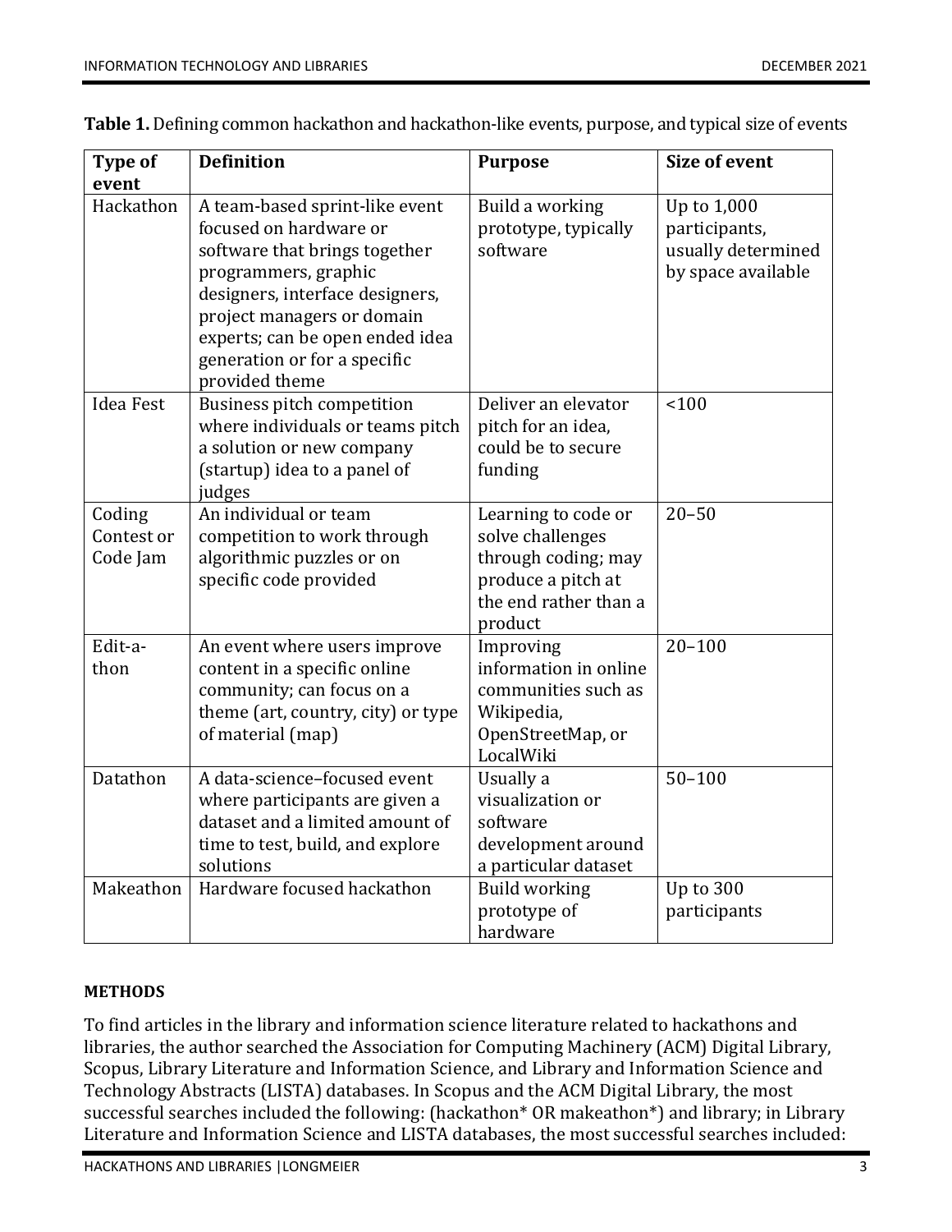**Table 1.** Defining common hackathon and hackathon-like events, purpose, and typical size of events

| Type of event | Definition | Purpose | Size of event |
|---|---|---|---|
| Hackathon | A team-based sprint-like event focused on hardware or software that brings together programmers, graphic designers, interface designers, project managers or domain experts; can be open ended idea generation or for a specific provided theme | Build a working prototype, typically software | Up to 1,000 participants, usually determined by space available |
| Idea Fest | Business pitch competition where individuals or teams pitch a solution or new company (startup) idea to a panel of judges | Deliver an elevator pitch for an idea, could be to secure funding | <100 |
| Coding Contest or Code Jam | An individual or team competition to work through algorithmic puzzles or on specific code provided | Learning to code or solve challenges through coding; may produce a pitch at the end rather than a product | 20–50 |
| Edit-a-thon | An event where users improve content in a specific online community; can focus on a theme (art, country, city) or type of material (map) | Improving information in online communities such as Wikipedia, OpenStreetMap, or LocalWiki | 20–100 |
| Datathon | A data-science–focused event where participants are given a dataset and a limited amount of time to test, build, and explore solutions | Usually a visualization or software development around a particular dataset | 50–100 |
| Makeathon | Hardware focused hackathon | Build working prototype of hardware | Up to 300 participants |

## METHODS

To find articles in the library and information science literature related to hackathons and libraries, the author searched the Association for Computing Machinery (ACM) Digital Library, Scopus, Library Literature and Information Science, and Library and Information Science and Technology Abstracts (LISTA) databases. In Scopus and the ACM Digital Library, the most successful searches included the following: (hackathon* OR makeathon*) and library; in Library Literature and Information Science and LISTA databases, the most successful searches included: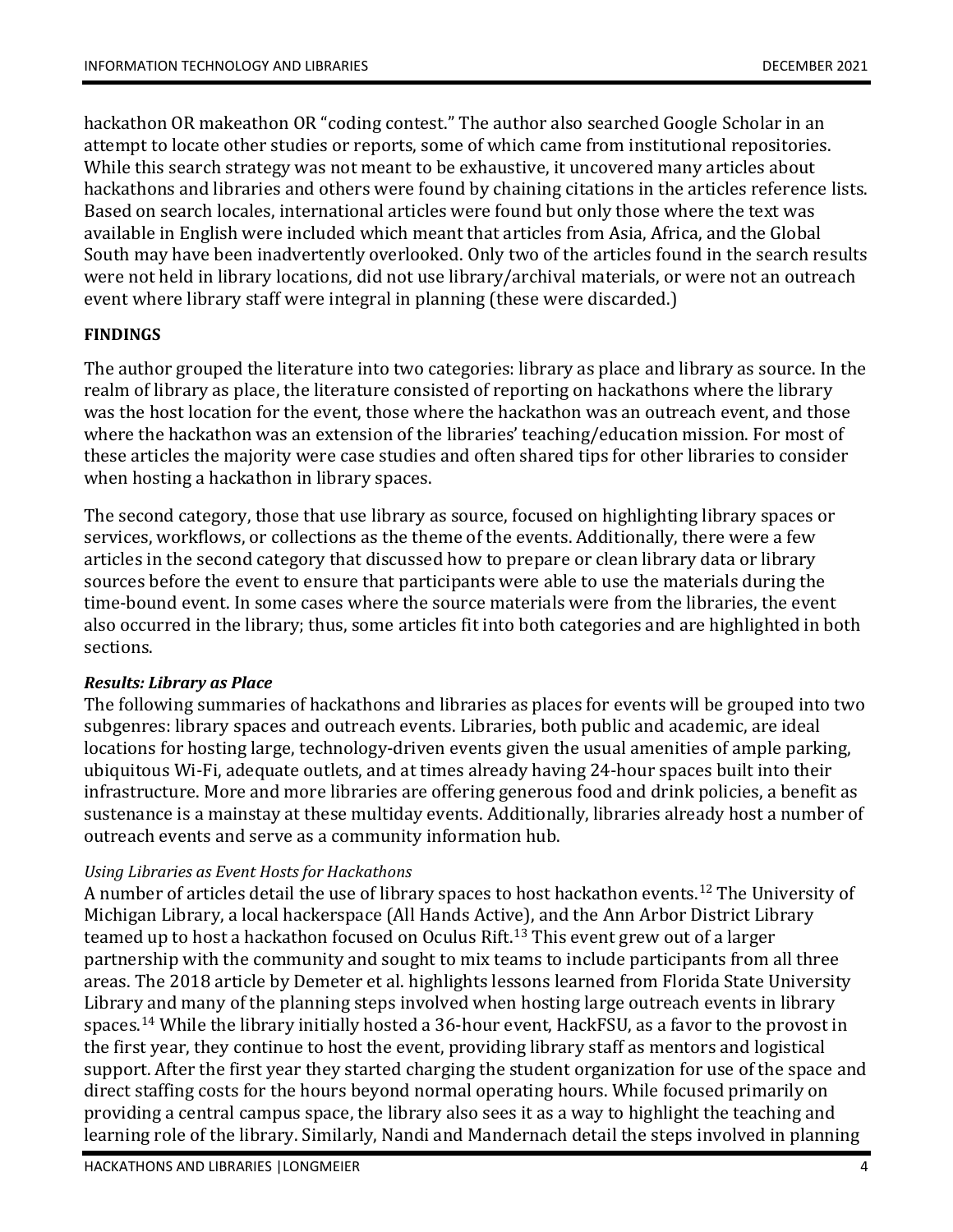hackathon OR makeathon OR "coding contest." The author also searched Google Scholar in an attempt to locate other studies or reports, some of which came from institutional repositories. While this search strategy was not meant to be exhaustive, it uncovered many articles about hackathons and libraries and others were found by chaining citations in the articles reference lists. Based on search locales, international articles were found but only those where the text was available in English were included which meant that articles from Asia, Africa, and the Global South may have been inadvertently overlooked. Only two of the articles found in the search results were not held in library locations, did not use library/archival materials, or were not an outreach event where library staff were integral in planning (these were discarded.)

## FINDINGS

The author grouped the literature into two categories: library as place and library as source. In the realm of library as place, the literature consisted of reporting on hackathons where the library was the host location for the event, those where the hackathon was an outreach event, and those where the hackathon was an extension of the libraries' teaching/education mission. For most of these articles the majority were case studies and often shared tips for other libraries to consider when hosting a hackathon in library spaces.

The second category, those that use library as source, focused on highlighting library spaces or services, workflows, or collections as the theme of the events. Additionally, there were a few articles in the second category that discussed how to prepare or clean library data or library sources before the event to ensure that participants were able to use the materials during the time-bound event. In some cases where the source materials were from the libraries, the event also occurred in the library; thus, some articles fit into both categories and are highlighted in both sections.

### *Results: Library as Place*

The following summaries of hackathons and libraries as places for events will be grouped into two subgenres: library spaces and outreach events. Libraries, both public and academic, are ideal locations for hosting large, technology-driven events given the usual amenities of ample parking, ubiquitous Wi-Fi, adequate outlets, and at times already having 24-hour spaces built into their infrastructure. More and more libraries are offering generous food and drink policies, a benefit as sustenance is a mainstay at these multiday events. Additionally, libraries already host a number of outreach events and serve as a community information hub.

#### *Using Libraries as Event Hosts for Hackathons*

A number of articles detail the use of library spaces to host hackathon events.[12] The University of Michigan Library, a local hackerspace (All Hands Active), and the Ann Arbor District Library teamed up to host a hackathon focused on Oculus Rift.[13] This event grew out of a larger partnership with the community and sought to mix teams to include participants from all three areas. The 2018 article by Demeter et al. highlights lessons learned from Florida State University Library and many of the planning steps involved when hosting large outreach events in library spaces.[14] While the library initially hosted a 36-hour event, HackFSU, as a favor to the provost in the first year, they continue to host the event, providing library staff as mentors and logistical support. After the first year they started charging the student organization for use of the space and direct staffing costs for the hours beyond normal operating hours. While focused primarily on providing a central campus space, the library also sees it as a way to highlight the teaching and learning role of the library. Similarly, Nandi and Mandernach detail the steps involved in planning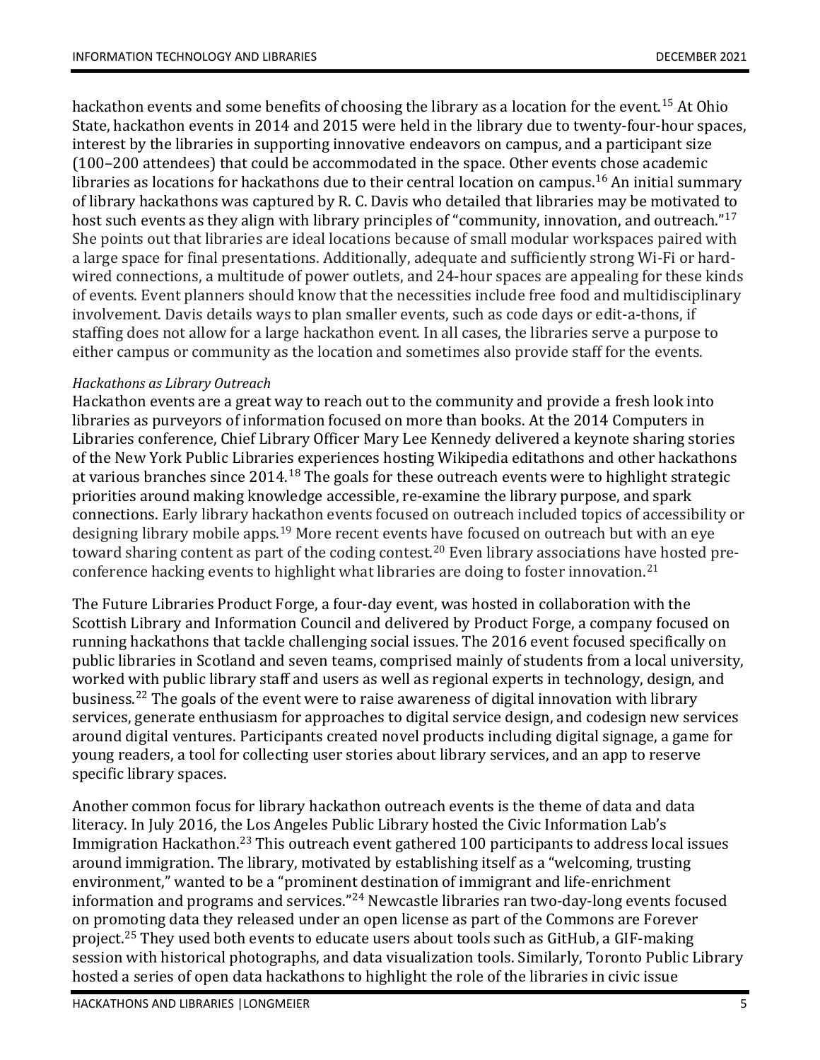hackathon events and some benefits of choosing the library as a location for the event.[15] At Ohio State, hackathon events in 2014 and 2015 were held in the library due to twenty-four-hour spaces, interest by the libraries in supporting innovative endeavors on campus, and a participant size (100–200 attendees) that could be accommodated in the space. Other events chose academic libraries as locations for hackathons due to their central location on campus.[16] An initial summary of library hackathons was captured by R. C. Davis who detailed that libraries may be motivated to host such events as they align with library principles of "community, innovation, and outreach."[17] She points out that libraries are ideal locations because of small modular workspaces paired with a large space for final presentations. Additionally, adequate and sufficiently strong Wi-Fi or hard-wired connections, a multitude of power outlets, and 24-hour spaces are appealing for these kinds of events. Event planners should know that the necessities include free food and multidisciplinary involvement. Davis details ways to plan smaller events, such as code days or edit-a-thons, if staffing does not allow for a large hackathon event. In all cases, the libraries serve a purpose to either campus or community as the location and sometimes also provide staff for the events.

*Hackathons as Library Outreach*

Hackathon events are a great way to reach out to the community and provide a fresh look into libraries as purveyors of information focused on more than books. At the 2014 Computers in Libraries conference, Chief Library Officer Mary Lee Kennedy delivered a keynote sharing stories of the New York Public Libraries experiences hosting Wikipedia editathons and other hackathons at various branches since 2014.[18] The goals for these outreach events were to highlight strategic priorities around making knowledge accessible, re-examine the library purpose, and spark connections. Early library hackathon events focused on outreach included topics of accessibility or designing library mobile apps.[19] More recent events have focused on outreach but with an eye toward sharing content as part of the coding contest.[20] Even library associations have hosted pre-conference hacking events to highlight what libraries are doing to foster innovation.[21]

The Future Libraries Product Forge, a four-day event, was hosted in collaboration with the Scottish Library and Information Council and delivered by Product Forge, a company focused on running hackathons that tackle challenging social issues. The 2016 event focused specifically on public libraries in Scotland and seven teams, comprised mainly of students from a local university, worked with public library staff and users as well as regional experts in technology, design, and business.[22] The goals of the event were to raise awareness of digital innovation with library services, generate enthusiasm for approaches to digital service design, and codesign new services around digital ventures. Participants created novel products including digital signage, a game for young readers, a tool for collecting user stories about library services, and an app to reserve specific library spaces.

Another common focus for library hackathon outreach events is the theme of data and data literacy. In July 2016, the Los Angeles Public Library hosted the Civic Information Lab's Immigration Hackathon.[23] This outreach event gathered 100 participants to address local issues around immigration. The library, motivated by establishing itself as a "welcoming, trusting environment," wanted to be a "prominent destination of immigrant and life-enrichment information and programs and services."[24] Newcastle libraries ran two-day-long events focused on promoting data they released under an open license as part of the Commons are Forever project.[25] They used both events to educate users about tools such as GitHub, a GIF-making session with historical photographs, and data visualization tools. Similarly, Toronto Public Library hosted a series of open data hackathons to highlight the role of the libraries in civic issue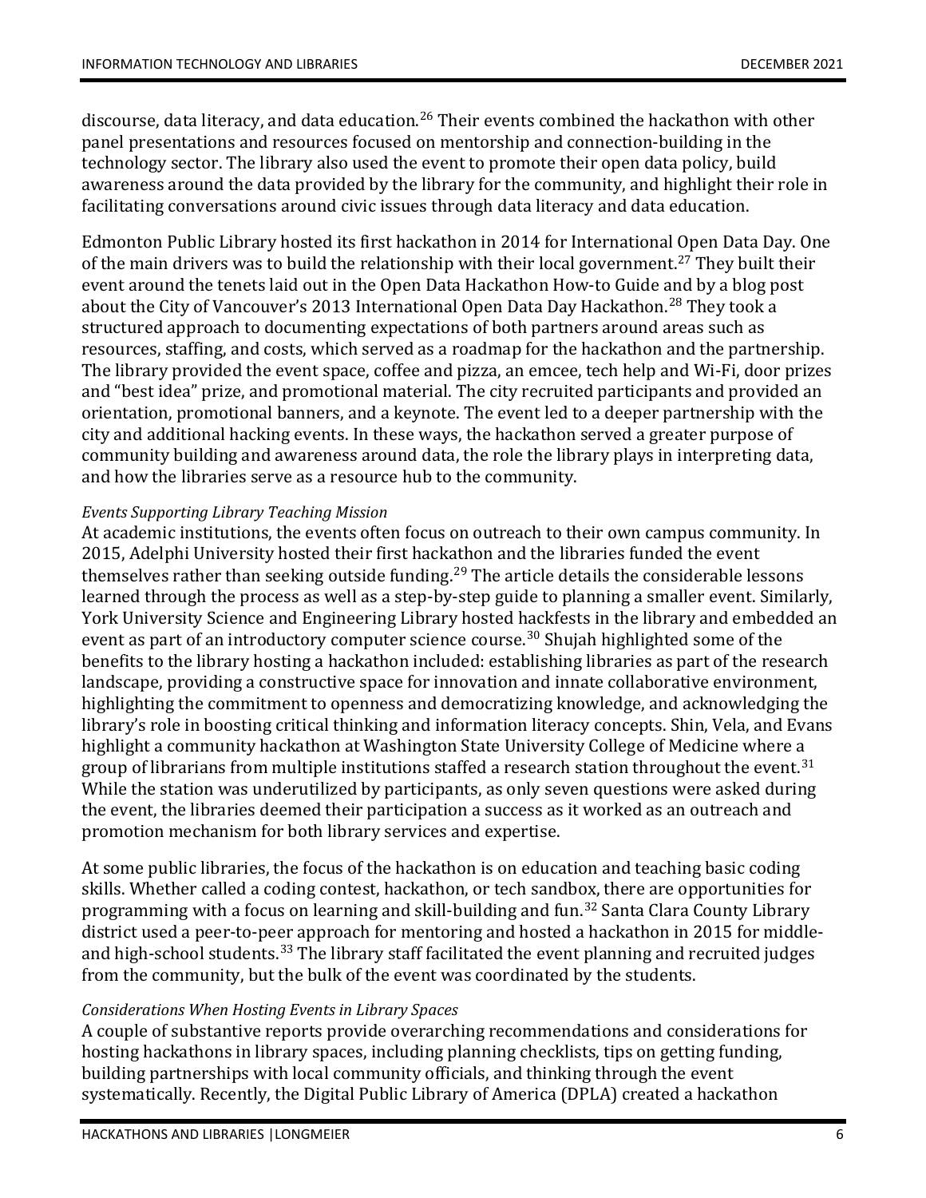discourse, data literacy, and data education.[26] Their events combined the hackathon with other panel presentations and resources focused on mentorship and connection-building in the technology sector. The library also used the event to promote their open data policy, build awareness around the data provided by the library for the community, and highlight their role in facilitating conversations around civic issues through data literacy and data education.

Edmonton Public Library hosted its first hackathon in 2014 for International Open Data Day. One of the main drivers was to build the relationship with their local government.[27] They built their event around the tenets laid out in the Open Data Hackathon How-to Guide and by a blog post about the City of Vancouver's 2013 International Open Data Day Hackathon.[28] They took a structured approach to documenting expectations of both partners around areas such as resources, staffing, and costs, which served as a roadmap for the hackathon and the partnership. The library provided the event space, coffee and pizza, an emcee, tech help and Wi-Fi, door prizes and "best idea" prize, and promotional material. The city recruited participants and provided an orientation, promotional banners, and a keynote. The event led to a deeper partnership with the city and additional hacking events. In these ways, the hackathon served a greater purpose of community building and awareness around data, the role the library plays in interpreting data, and how the libraries serve as a resource hub to the community.

*Events Supporting Library Teaching Mission*

At academic institutions, the events often focus on outreach to their own campus community. In 2015, Adelphi University hosted their first hackathon and the libraries funded the event themselves rather than seeking outside funding.[29] The article details the considerable lessons learned through the process as well as a step-by-step guide to planning a smaller event. Similarly, York University Science and Engineering Library hosted hackfests in the library and embedded an event as part of an introductory computer science course.[30] Shujah highlighted some of the benefits to the library hosting a hackathon included: establishing libraries as part of the research landscape, providing a constructive space for innovation and innate collaborative environment, highlighting the commitment to openness and democratizing knowledge, and acknowledging the library's role in boosting critical thinking and information literacy concepts. Shin, Vela, and Evans highlight a community hackathon at Washington State University College of Medicine where a group of librarians from multiple institutions staffed a research station throughout the event.[31] While the station was underutilized by participants, as only seven questions were asked during the event, the libraries deemed their participation a success as it worked as an outreach and promotion mechanism for both library services and expertise.

At some public libraries, the focus of the hackathon is on education and teaching basic coding skills. Whether called a coding contest, hackathon, or tech sandbox, there are opportunities for programming with a focus on learning and skill-building and fun.[32] Santa Clara County Library district used a peer-to-peer approach for mentoring and hosted a hackathon in 2015 for middle- and high-school students.[33] The library staff facilitated the event planning and recruited judges from the community, but the bulk of the event was coordinated by the students.

*Considerations When Hosting Events in Library Spaces*

A couple of substantive reports provide overarching recommendations and considerations for hosting hackathons in library spaces, including planning checklists, tips on getting funding, building partnerships with local community officials, and thinking through the event systematically. Recently, the Digital Public Library of America (DPLA) created a hackathon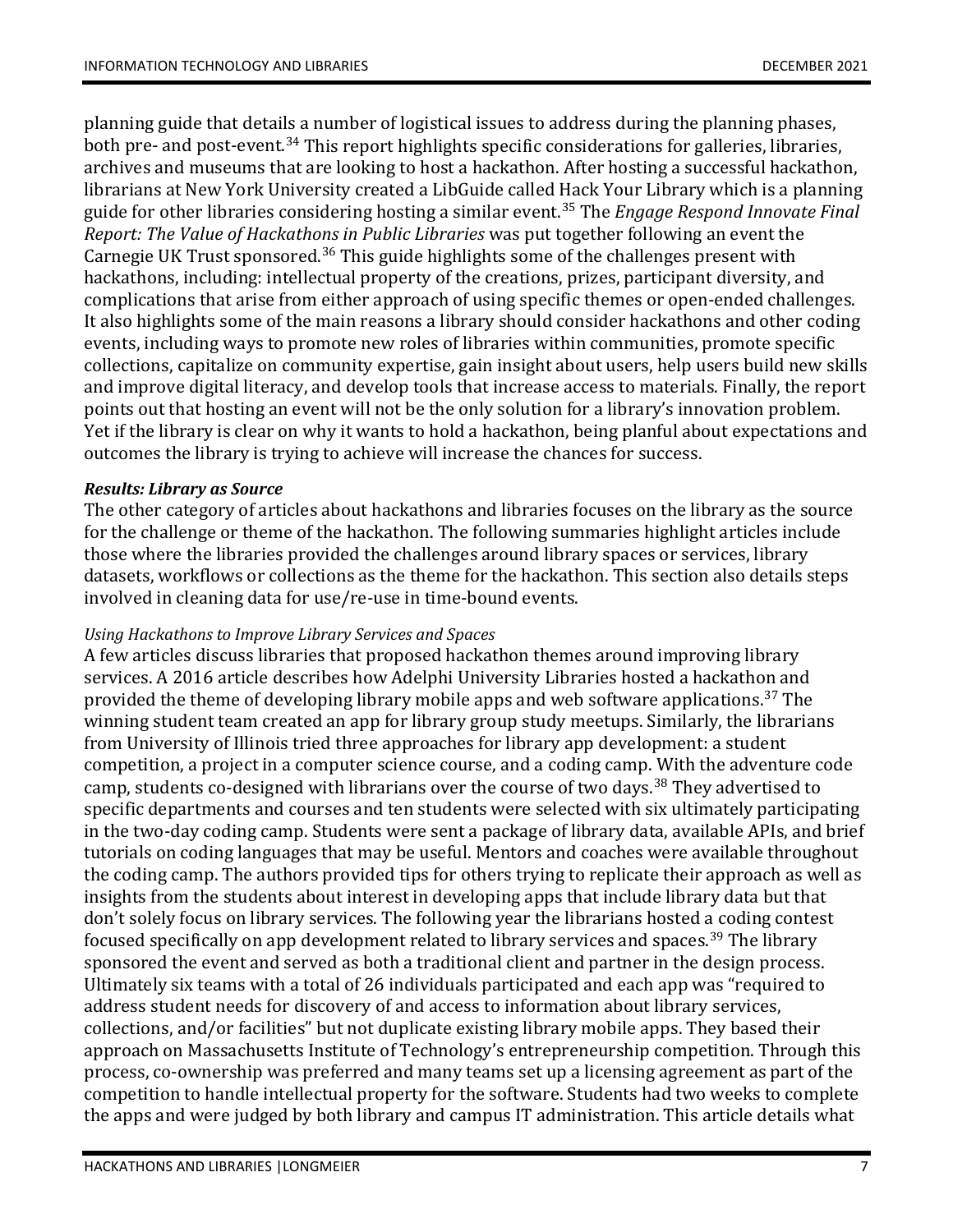planning guide that details a number of logistical issues to address during the planning phases, both pre- and post-event.[34] This report highlights specific considerations for galleries, libraries, archives and museums that are looking to host a hackathon. After hosting a successful hackathon, librarians at New York University created a LibGuide called Hack Your Library which is a planning guide for other libraries considering hosting a similar event.[35] The *Engage Respond Innovate Final Report: The Value of Hackathons in Public Libraries* was put together following an event the Carnegie UK Trust sponsored.[36] This guide highlights some of the challenges present with hackathons, including: intellectual property of the creations, prizes, participant diversity, and complications that arise from either approach of using specific themes or open-ended challenges. It also highlights some of the main reasons a library should consider hackathons and other coding events, including ways to promote new roles of libraries within communities, promote specific collections, capitalize on community expertise, gain insight about users, help users build new skills and improve digital literacy, and develop tools that increase access to materials. Finally, the report points out that hosting an event will not be the only solution for a library's innovation problem. Yet if the library is clear on why it wants to hold a hackathon, being planful about expectations and outcomes the library is trying to achieve will increase the chances for success.

***Results: Library as Source***

The other category of articles about hackathons and libraries focuses on the library as the source for the challenge or theme of the hackathon. The following summaries highlight articles include those where the libraries provided the challenges around library spaces or services, library datasets, workflows or collections as the theme for the hackathon. This section also details steps involved in cleaning data for use/re-use in time-bound events.

*Using Hackathons to Improve Library Services and Spaces*

A few articles discuss libraries that proposed hackathon themes around improving library services. A 2016 article describes how Adelphi University Libraries hosted a hackathon and provided the theme of developing library mobile apps and web software applications.[37] The winning student team created an app for library group study meetups. Similarly, the librarians from University of Illinois tried three approaches for library app development: a student competition, a project in a computer science course, and a coding camp. With the adventure code camp, students co-designed with librarians over the course of two days.[38] They advertised to specific departments and courses and ten students were selected with six ultimately participating in the two-day coding camp. Students were sent a package of library data, available APIs, and brief tutorials on coding languages that may be useful. Mentors and coaches were available throughout the coding camp. The authors provided tips for others trying to replicate their approach as well as insights from the students about interest in developing apps that include library data but that don't solely focus on library services. The following year the librarians hosted a coding contest focused specifically on app development related to library services and spaces.[39] The library sponsored the event and served as both a traditional client and partner in the design process. Ultimately six teams with a total of 26 individuals participated and each app was "required to address student needs for discovery of and access to information about library services, collections, and/or facilities" but not duplicate existing library mobile apps. They based their approach on Massachusetts Institute of Technology's entrepreneurship competition. Through this process, co-ownership was preferred and many teams set up a licensing agreement as part of the competition to handle intellectual property for the software. Students had two weeks to complete the apps and were judged by both library and campus IT administration. This article details what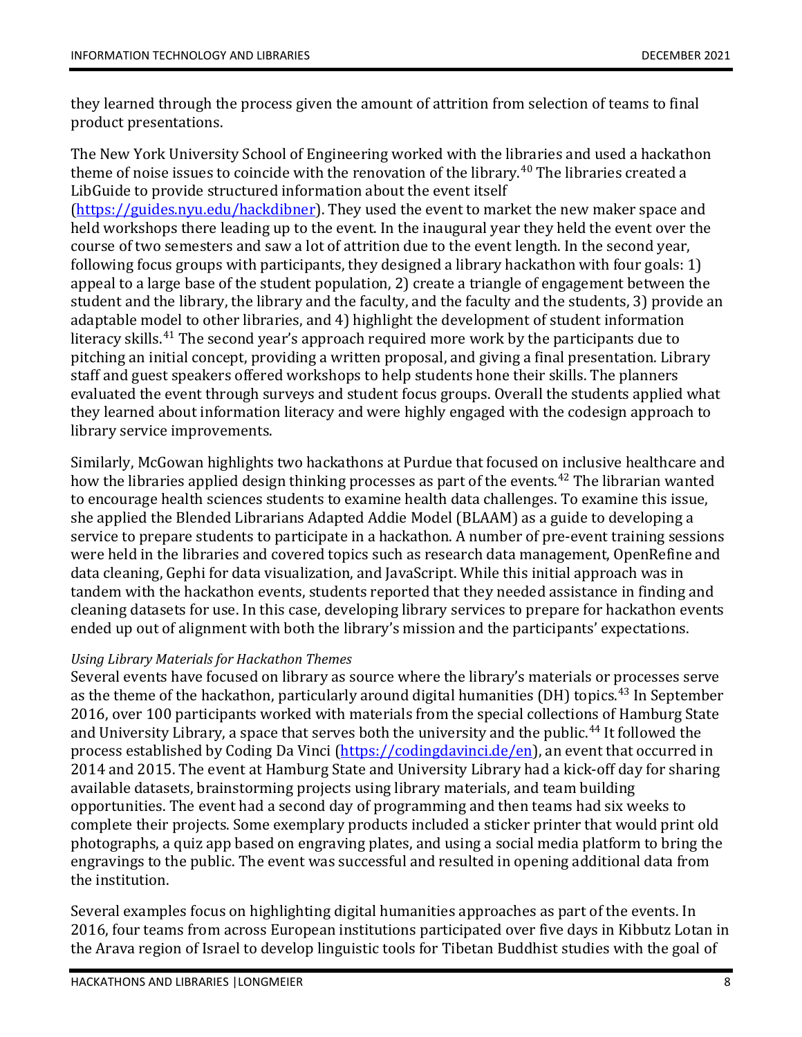they learned through the process given the amount of attrition from selection of teams to final product presentations.

The New York University School of Engineering worked with the libraries and used a hackathon theme of noise issues to coincide with the renovation of the library.[40] The libraries created a LibGuide to provide structured information about the event itself (https://guides.nyu.edu/hackdibner). They used the event to market the new maker space and held workshops there leading up to the event. In the inaugural year they held the event over the course of two semesters and saw a lot of attrition due to the event length. In the second year, following focus groups with participants, they designed a library hackathon with four goals: 1) appeal to a large base of the student population, 2) create a triangle of engagement between the student and the library, the library and the faculty, and the faculty and the students, 3) provide an adaptable model to other libraries, and 4) highlight the development of student information literacy skills.[41] The second year's approach required more work by the participants due to pitching an initial concept, providing a written proposal, and giving a final presentation. Library staff and guest speakers offered workshops to help students hone their skills. The planners evaluated the event through surveys and student focus groups. Overall the students applied what they learned about information literacy and were highly engaged with the codesign approach to library service improvements.

Similarly, McGowan highlights two hackathons at Purdue that focused on inclusive healthcare and how the libraries applied design thinking processes as part of the events.[42] The librarian wanted to encourage health sciences students to examine health data challenges. To examine this issue, she applied the Blended Librarians Adapted Addie Model (BLAAM) as a guide to developing a service to prepare students to participate in a hackathon. A number of pre-event training sessions were held in the libraries and covered topics such as research data management, OpenRefine and data cleaning, Gephi for data visualization, and JavaScript. While this initial approach was in tandem with the hackathon events, students reported that they needed assistance in finding and cleaning datasets for use. In this case, developing library services to prepare for hackathon events ended up out of alignment with both the library's mission and the participants' expectations.

*Using Library Materials for Hackathon Themes*

Several events have focused on library as source where the library's materials or processes serve as the theme of the hackathon, particularly around digital humanities (DH) topics.[43] In September 2016, over 100 participants worked with materials from the special collections of Hamburg State and University Library, a space that serves both the university and the public.[44] It followed the process established by Coding Da Vinci (https://codingdavinci.de/en), an event that occurred in 2014 and 2015. The event at Hamburg State and University Library had a kick-off day for sharing available datasets, brainstorming projects using library materials, and team building opportunities. The event had a second day of programming and then teams had six weeks to complete their projects. Some exemplary products included a sticker printer that would print old photographs, a quiz app based on engraving plates, and using a social media platform to bring the engravings to the public. The event was successful and resulted in opening additional data from the institution.

Several examples focus on highlighting digital humanities approaches as part of the events. In 2016, four teams from across European institutions participated over five days in Kibbutz Lotan in the Arava region of Israel to develop linguistic tools for Tibetan Buddhist studies with the goal of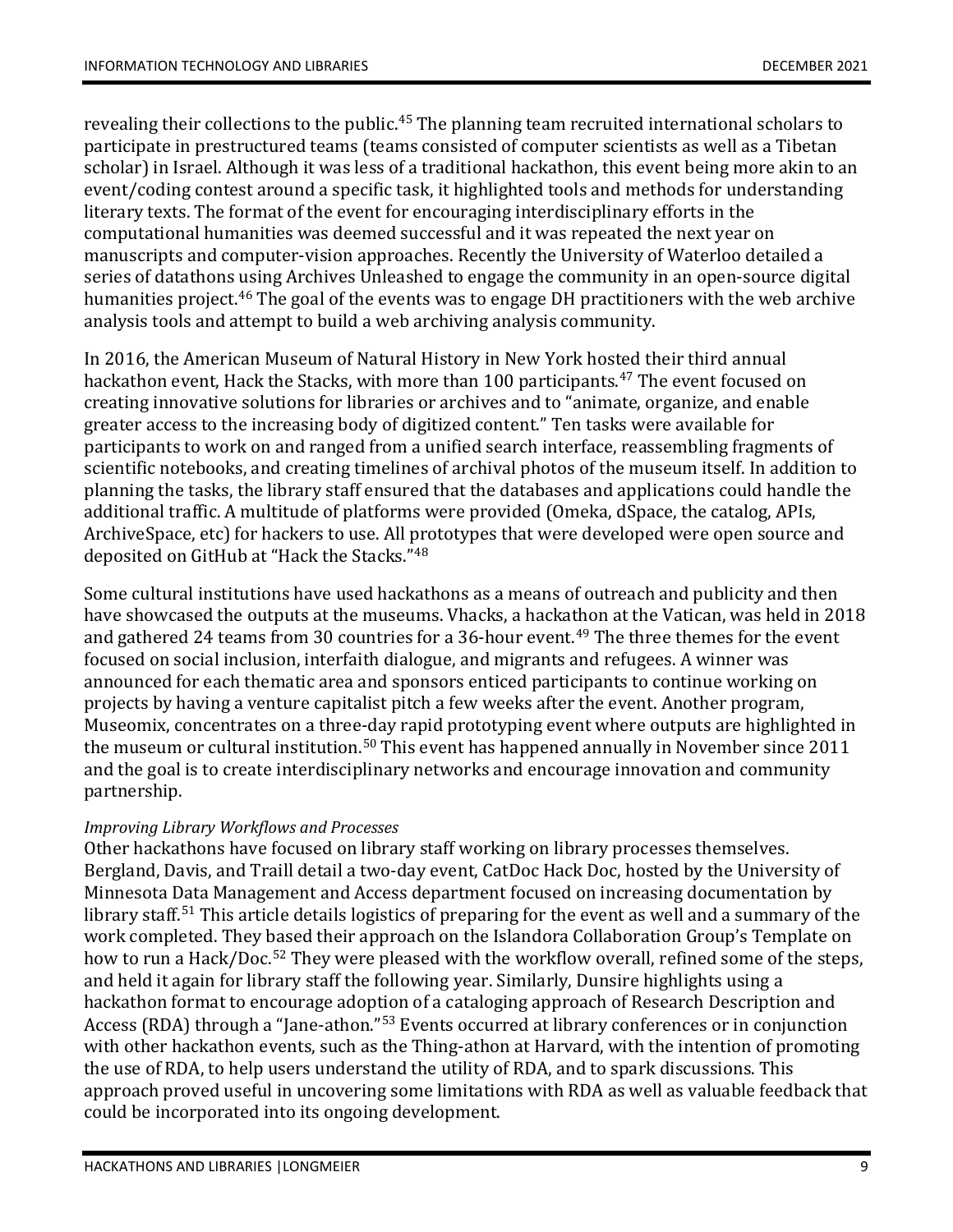revealing their collections to the public.[45] The planning team recruited international scholars to participate in prestructured teams (teams consisted of computer scientists as well as a Tibetan scholar) in Israel. Although it was less of a traditional hackathon, this event being more akin to an event/coding contest around a specific task, it highlighted tools and methods for understanding literary texts. The format of the event for encouraging interdisciplinary efforts in the computational humanities was deemed successful and it was repeated the next year on manuscripts and computer-vision approaches. Recently the University of Waterloo detailed a series of datathons using Archives Unleashed to engage the community in an open-source digital humanities project.[46] The goal of the events was to engage DH practitioners with the web archive analysis tools and attempt to build a web archiving analysis community.

In 2016, the American Museum of Natural History in New York hosted their third annual hackathon event, Hack the Stacks, with more than 100 participants.[47] The event focused on creating innovative solutions for libraries or archives and to "animate, organize, and enable greater access to the increasing body of digitized content." Ten tasks were available for participants to work on and ranged from a unified search interface, reassembling fragments of scientific notebooks, and creating timelines of archival photos of the museum itself. In addition to planning the tasks, the library staff ensured that the databases and applications could handle the additional traffic. A multitude of platforms were provided (Omeka, dSpace, the catalog, APIs, ArchiveSpace, etc) for hackers to use. All prototypes that were developed were open source and deposited on GitHub at "Hack the Stacks."[48]

Some cultural institutions have used hackathons as a means of outreach and publicity and then have showcased the outputs at the museums. Vhacks, a hackathon at the Vatican, was held in 2018 and gathered 24 teams from 30 countries for a 36-hour event.[49] The three themes for the event focused on social inclusion, interfaith dialogue, and migrants and refugees. A winner was announced for each thematic area and sponsors enticed participants to continue working on projects by having a venture capitalist pitch a few weeks after the event. Another program, Museomix, concentrates on a three-day rapid prototyping event where outputs are highlighted in the museum or cultural institution.[50] This event has happened annually in November since 2011 and the goal is to create interdisciplinary networks and encourage innovation and community partnership.

*Improving Library Workflows and Processes*

Other hackathons have focused on library staff working on library processes themselves. Bergland, Davis, and Traill detail a two-day event, CatDoc Hack Doc, hosted by the University of Minnesota Data Management and Access department focused on increasing documentation by library staff.[51] This article details logistics of preparing for the event as well and a summary of the work completed. They based their approach on the Islandora Collaboration Group's Template on how to run a Hack/Doc.[52] They were pleased with the workflow overall, refined some of the steps, and held it again for library staff the following year. Similarly, Dunsire highlights using a hackathon format to encourage adoption of a cataloging approach of Research Description and Access (RDA) through a "Jane-athon."[53] Events occurred at library conferences or in conjunction with other hackathon events, such as the Thing-athon at Harvard, with the intention of promoting the use of RDA, to help users understand the utility of RDA, and to spark discussions. This approach proved useful in uncovering some limitations with RDA as well as valuable feedback that could be incorporated into its ongoing development.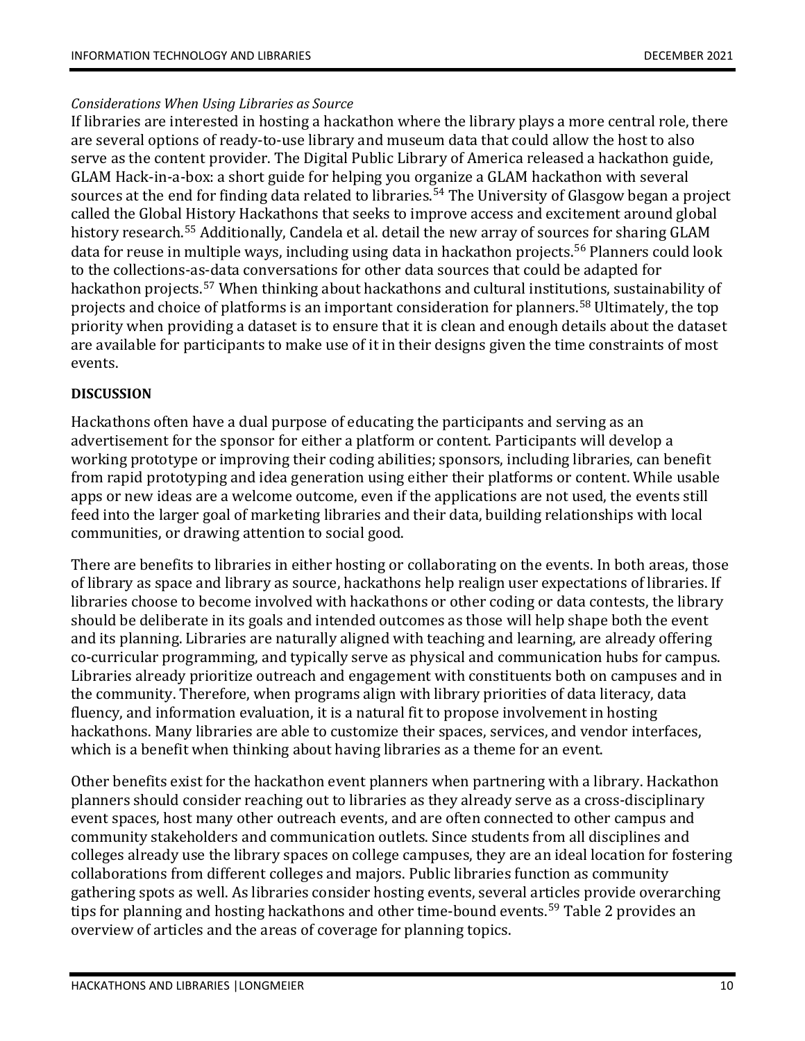*Considerations When Using Libraries as Source*

If libraries are interested in hosting a hackathon where the library plays a more central role, there are several options of ready-to-use library and museum data that could allow the host to also serve as the content provider. The Digital Public Library of America released a hackathon guide, GLAM Hack-in-a-box: a short guide for helping you organize a GLAM hackathon with several sources at the end for finding data related to libraries.[54] The University of Glasgow began a project called the Global History Hackathons that seeks to improve access and excitement around global history research.[55] Additionally, Candela et al. detail the new array of sources for sharing GLAM data for reuse in multiple ways, including using data in hackathon projects.[56] Planners could look to the collections-as-data conversations for other data sources that could be adapted for hackathon projects.[57] When thinking about hackathons and cultural institutions, sustainability of projects and choice of platforms is an important consideration for planners.[58] Ultimately, the top priority when providing a dataset is to ensure that it is clean and enough details about the dataset are available for participants to make use of it in their designs given the time constraints of most events.

## DISCUSSION

Hackathons often have a dual purpose of educating the participants and serving as an advertisement for the sponsor for either a platform or content. Participants will develop a working prototype or improving their coding abilities; sponsors, including libraries, can benefit from rapid prototyping and idea generation using either their platforms or content. While usable apps or new ideas are a welcome outcome, even if the applications are not used, the events still feed into the larger goal of marketing libraries and their data, building relationships with local communities, or drawing attention to social good.

There are benefits to libraries in either hosting or collaborating on the events. In both areas, those of library as space and library as source, hackathons help realign user expectations of libraries. If libraries choose to become involved with hackathons or other coding or data contests, the library should be deliberate in its goals and intended outcomes as those will help shape both the event and its planning. Libraries are naturally aligned with teaching and learning, are already offering co-curricular programming, and typically serve as physical and communication hubs for campus. Libraries already prioritize outreach and engagement with constituents both on campuses and in the community. Therefore, when programs align with library priorities of data literacy, data fluency, and information evaluation, it is a natural fit to propose involvement in hosting hackathons. Many libraries are able to customize their spaces, services, and vendor interfaces, which is a benefit when thinking about having libraries as a theme for an event.

Other benefits exist for the hackathon event planners when partnering with a library. Hackathon planners should consider reaching out to libraries as they already serve as a cross-disciplinary event spaces, host many other outreach events, and are often connected to other campus and community stakeholders and communication outlets. Since students from all disciplines and colleges already use the library spaces on college campuses, they are an ideal location for fostering collaborations from different colleges and majors. Public libraries function as community gathering spots as well. As libraries consider hosting events, several articles provide overarching tips for planning and hosting hackathons and other time-bound events.[59] Table 2 provides an overview of articles and the areas of coverage for planning topics.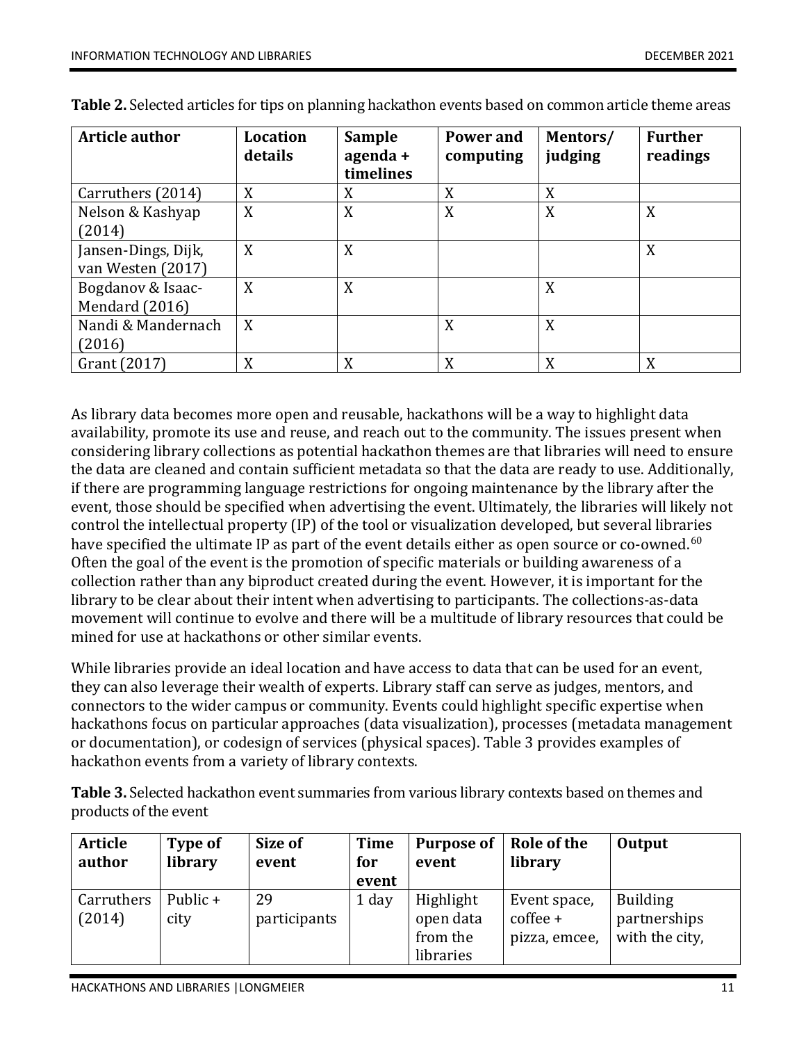**Table 2.** Selected articles for tips on planning hackathon events based on common article theme areas

| Article author | Location details | Sample agenda + timelines | Power and computing | Mentors/ judging | Further readings |
|---|---|---|---|---|---|
| Carruthers (2014) | X | X | X | X | |
| Nelson & Kashyap (2014) | X | X | X | X | X |
| Jansen-Dings, Dijk, van Westen (2017) | X | X | | | X |
| Bogdanov & Isaac-Mendard (2016) | X | X | | X | |
| Nandi & Mandernach (2016) | X | | X | X | |
| Grant (2017) | X | X | X | X | X |

As library data becomes more open and reusable, hackathons will be a way to highlight data availability, promote its use and reuse, and reach out to the community. The issues present when considering library collections as potential hackathon themes are that libraries will need to ensure the data are cleaned and contain sufficient metadata so that the data are ready to use. Additionally, if there are programming language restrictions for ongoing maintenance by the library after the event, those should be specified when advertising the event. Ultimately, the libraries will likely not control the intellectual property (IP) of the tool or visualization developed, but several libraries have specified the ultimate IP as part of the event details either as open source or co-owned.[60] Often the goal of the event is the promotion of specific materials or building awareness of a collection rather than any biproduct created during the event. However, it is important for the library to be clear about their intent when advertising to participants. The collections-as-data movement will continue to evolve and there will be a multitude of library resources that could be mined for use at hackathons or other similar events.

While libraries provide an ideal location and have access to data that can be used for an event, they can also leverage their wealth of experts. Library staff can serve as judges, mentors, and connectors to the wider campus or community. Events could highlight specific expertise when hackathons focus on particular approaches (data visualization), processes (metadata management or documentation), or codesign of services (physical spaces). Table 3 provides examples of hackathon events from a variety of library contexts.

**Table 3.** Selected hackathon event summaries from various library contexts based on themes and products of the event

| Article author | Type of library | Size of event | Time for event | Purpose of event | Role of the library | Output |
|---|---|---|---|---|---|---|
| Carruthers (2014) | Public + city | 29 participants | 1 day | Highlight open data from the libraries | Event space, coffee + pizza, emcee, | Building partnerships with the city, |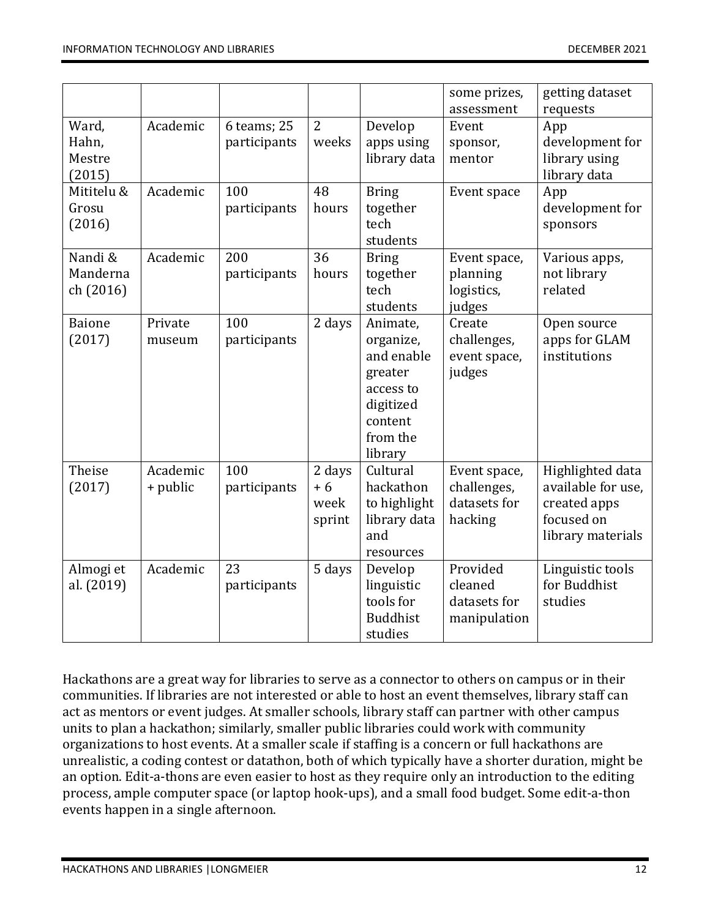| | | | | | some prizes, assessment | getting dataset requests |
|---|---|---|---|---|---|---|
| Ward, Hahn, Mestre (2015) | Academic | 6 teams; 25 participants | 2 weeks | Develop apps using library data | Event sponsor, mentor | App development for library using library data |
| Mititelu & Grosu (2016) | Academic | 100 participants | 48 hours | Bring together tech students | Event space | App development for sponsors |
| Nandi & Manderna ch (2016) | Academic | 200 participants | 36 hours | Bring together tech students | Event space, planning logistics, judges | Various apps, not library related |
| Baione (2017) | Private museum | 100 participants | 2 days | Animate, organize, and enable greater access to digitized content from the library | Create challenges, event space, judges | Open source apps for GLAM institutions |
| Theise (2017) | Academic + public | 100 participants | 2 days + 6 week sprint | Cultural hackathon to highlight library data and resources | Event space, challenges, datasets for hacking | Highlighted data available for use, created apps focused on library materials |
| Almogi et al. (2019) | Academic | 23 participants | 5 days | Develop linguistic tools for Buddhist studies | Provided cleaned datasets for manipulation | Linguistic tools for Buddhist studies |

Hackathons are a great way for libraries to serve as a connector to others on campus or in their communities. If libraries are not interested or able to host an event themselves, library staff can act as mentors or event judges. At smaller schools, library staff can partner with other campus units to plan a hackathon; similarly, smaller public libraries could work with community organizations to host events. At a smaller scale if staffing is a concern or full hackathons are unrealistic, a coding contest or datathon, both of which typically have a shorter duration, might be an option. Edit-a-thons are even easier to host as they require only an introduction to the editing process, ample computer space (or laptop hook-ups), and a small food budget. Some edit-a-thon events happen in a single afternoon.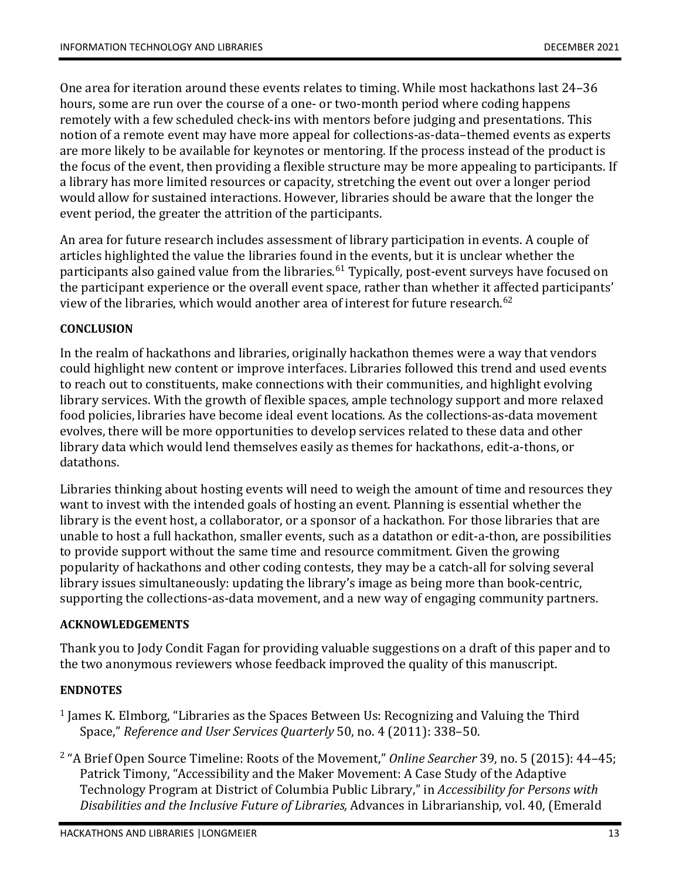One area for iteration around these events relates to timing. While most hackathons last 24–36 hours, some are run over the course of a one- or two-month period where coding happens remotely with a few scheduled check-ins with mentors before judging and presentations. This notion of a remote event may have more appeal for collections-as-data–themed events as experts are more likely to be available for keynotes or mentoring. If the process instead of the product is the focus of the event, then providing a flexible structure may be more appealing to participants. If a library has more limited resources or capacity, stretching the event out over a longer period would allow for sustained interactions. However, libraries should be aware that the longer the event period, the greater the attrition of the participants.

An area for future research includes assessment of library participation in events. A couple of articles highlighted the value the libraries found in the events, but it is unclear whether the participants also gained value from the libraries.[61] Typically, post-event surveys have focused on the participant experience or the overall event space, rather than whether it affected participants' view of the libraries, which would another area of interest for future research.[62]

## CONCLUSION

In the realm of hackathons and libraries, originally hackathon themes were a way that vendors could highlight new content or improve interfaces. Libraries followed this trend and used events to reach out to constituents, make connections with their communities, and highlight evolving library services. With the growth of flexible spaces, ample technology support and more relaxed food policies, libraries have become ideal event locations. As the collections-as-data movement evolves, there will be more opportunities to develop services related to these data and other library data which would lend themselves easily as themes for hackathons, edit-a-thons, or datathons.

Libraries thinking about hosting events will need to weigh the amount of time and resources they want to invest with the intended goals of hosting an event. Planning is essential whether the library is the event host, a collaborator, or a sponsor of a hackathon. For those libraries that are unable to host a full hackathon, smaller events, such as a datathon or edit-a-thon, are possibilities to provide support without the same time and resource commitment. Given the growing popularity of hackathons and other coding contests, they may be a catch-all for solving several library issues simultaneously: updating the library's image as being more than book-centric, supporting the collections-as-data movement, and a new way of engaging community partners.

## ACKNOWLEDGEMENTS

Thank you to Jody Condit Fagan for providing valuable suggestions on a draft of this paper and to the two anonymous reviewers whose feedback improved the quality of this manuscript.

## ENDNOTES

[1] James K. Elmborg, "Libraries as the Spaces Between Us: Recognizing and Valuing the Third Space," *Reference and User Services Quarterly* 50, no. 4 (2011): 338–50.

[2] "A Brief Open Source Timeline: Roots of the Movement," *Online Searcher* 39, no. 5 (2015): 44–45; Patrick Timony, "Accessibility and the Maker Movement: A Case Study of the Adaptive Technology Program at District of Columbia Public Library," in *Accessibility for Persons with Disabilities and the Inclusive Future of Libraries,* Advances in Librarianship, vol. 40, (Emerald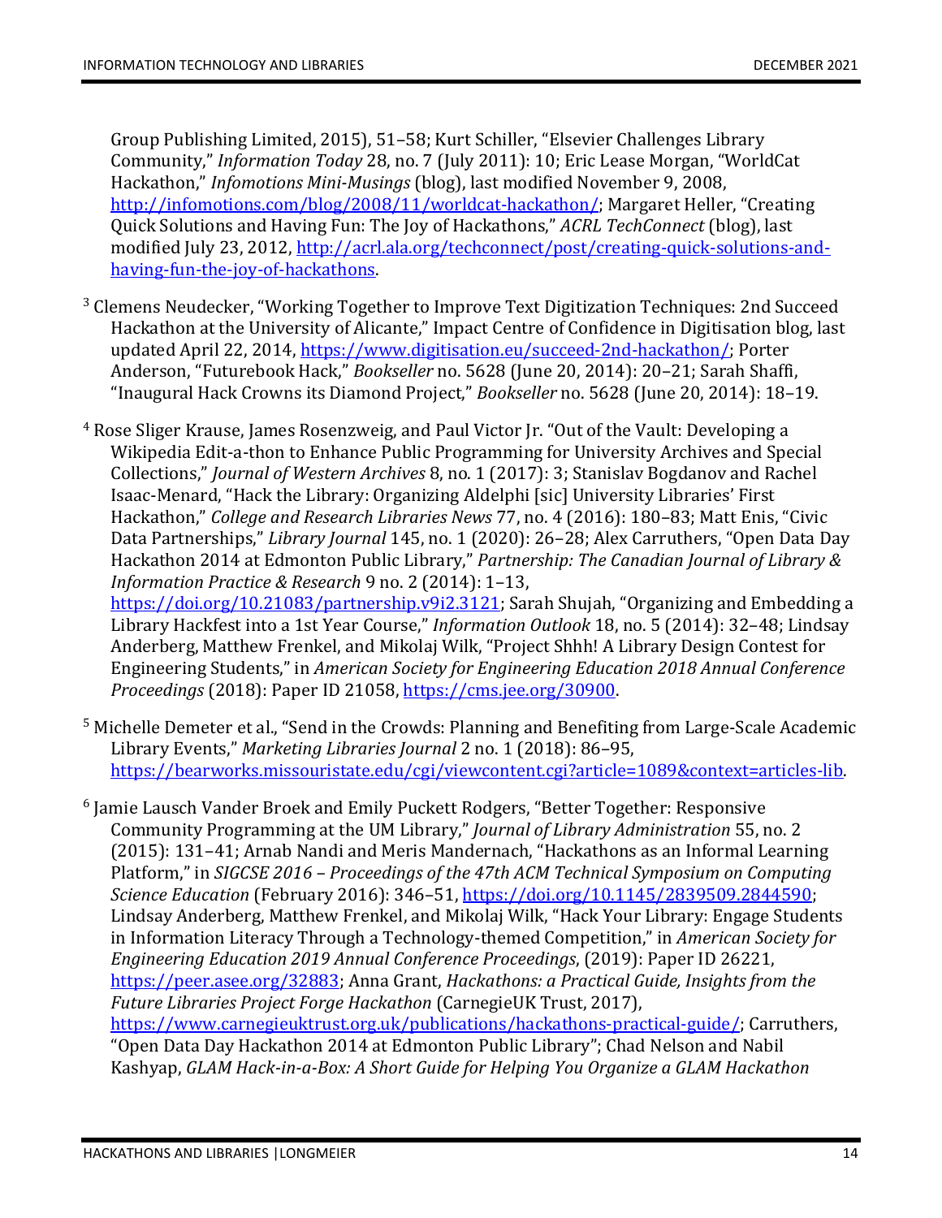Group Publishing Limited, 2015), 51–58; Kurt Schiller, "Elsevier Challenges Library Community," *Information Today* 28, no. 7 (July 2011): 10; Eric Lease Morgan, "WorldCat Hackathon," *Infomotions Mini-Musings* (blog), last modified November 9, 2008, http://infomotions.com/blog/2008/11/worldcat-hackathon/; Margaret Heller, "Creating Quick Solutions and Having Fun: The Joy of Hackathons," *ACRL TechConnect* (blog), last modified July 23, 2012, http://acrl.ala.org/techconnect/post/creating-quick-solutions-and-having-fun-the-joy-of-hackathons.

[3] Clemens Neudecker, "Working Together to Improve Text Digitization Techniques: 2nd Succeed Hackathon at the University of Alicante," Impact Centre of Confidence in Digitisation blog, last updated April 22, 2014, https://www.digitisation.eu/succeed-2nd-hackathon/; Porter Anderson, "Futurebook Hack," *Bookseller* no. 5628 (June 20, 2014): 20–21; Sarah Shaffi, "Inaugural Hack Crowns its Diamond Project," *Bookseller* no. 5628 (June 20, 2014): 18–19.

[4] Rose Sliger Krause, James Rosenzweig, and Paul Victor Jr. "Out of the Vault: Developing a Wikipedia Edit-a-thon to Enhance Public Programming for University Archives and Special Collections," *Journal of Western Archives* 8, no. 1 (2017): 3; Stanislav Bogdanov and Rachel Isaac-Menard, "Hack the Library: Organizing Aldelphi [sic] University Libraries' First Hackathon," *College and Research Libraries News* 77, no. 4 (2016): 180–83; Matt Enis, "Civic Data Partnerships," *Library Journal* 145, no. 1 (2020): 26–28; Alex Carruthers, "Open Data Day Hackathon 2014 at Edmonton Public Library," *Partnership: The Canadian Journal of Library & Information Practice & Research* 9 no. 2 (2014): 1–13, https://doi.org/10.21083/partnership.v9i2.3121; Sarah Shujah, "Organizing and Embedding a Library Hackfest into a 1st Year Course," *Information Outlook* 18, no. 5 (2014): 32–48; Lindsay Anderberg, Matthew Frenkel, and Mikolaj Wilk, "Project Shhh! A Library Design Contest for Engineering Students," in *American Society for Engineering Education 2018 Annual Conference Proceedings* (2018): Paper ID 21058, https://cms.jee.org/30900.

[5] Michelle Demeter et al., "Send in the Crowds: Planning and Benefiting from Large-Scale Academic Library Events," *Marketing Libraries Journal* 2 no. 1 (2018): 86–95, https://bearworks.missouristate.edu/cgi/viewcontent.cgi?article=1089&context=articles-lib.

[6] Jamie Lausch Vander Broek and Emily Puckett Rodgers, "Better Together: Responsive Community Programming at the UM Library," *Journal of Library Administration* 55, no. 2 (2015): 131–41; Arnab Nandi and Meris Mandernach, "Hackathons as an Informal Learning Platform," in *SIGCSE 2016 – Proceedings of the 47th ACM Technical Symposium on Computing Science Education* (February 2016): 346–51, https://doi.org/10.1145/2839509.2844590; Lindsay Anderberg, Matthew Frenkel, and Mikolaj Wilk, "Hack Your Library: Engage Students in Information Literacy Through a Technology-themed Competition," in *American Society for Engineering Education 2019 Annual Conference Proceedings*, (2019): Paper ID 26221, https://peer.asee.org/32883; Anna Grant, *Hackathons: a Practical Guide, Insights from the Future Libraries Project Forge Hackathon* (CarnegieUK Trust, 2017), https://www.carnegieuktrust.org.uk/publications/hackathons-practical-guide/; Carruthers, "Open Data Day Hackathon 2014 at Edmonton Public Library"; Chad Nelson and Nabil Kashyap, *GLAM Hack-in-a-Box: A Short Guide for Helping You Organize a GLAM Hackathon*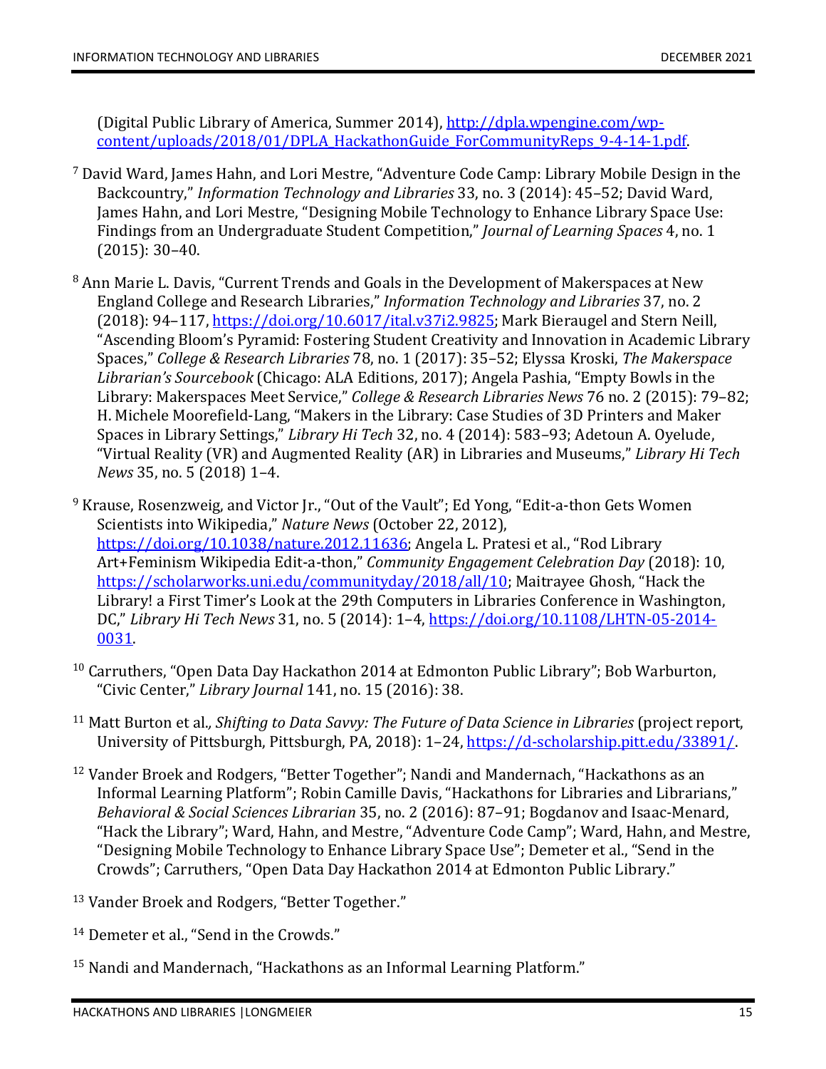(Digital Public Library of America, Summer 2014), http://dpla.wpengine.com/wp-content/uploads/2018/01/DPLA_HackathonGuide_ForCommunityReps_9-4-14-1.pdf.

[7] David Ward, James Hahn, and Lori Mestre, "Adventure Code Camp: Library Mobile Design in the Backcountry," *Information Technology and Libraries* 33, no. 3 (2014): 45–52; David Ward, James Hahn, and Lori Mestre, "Designing Mobile Technology to Enhance Library Space Use: Findings from an Undergraduate Student Competition," *Journal of Learning Spaces* 4, no. 1 (2015): 30–40.

[8] Ann Marie L. Davis, "Current Trends and Goals in the Development of Makerspaces at New England College and Research Libraries," *Information Technology and Libraries* 37, no. 2 (2018): 94–117, https://doi.org/10.6017/ital.v37i2.9825; Mark Bieraugel and Stern Neill, "Ascending Bloom's Pyramid: Fostering Student Creativity and Innovation in Academic Library Spaces," *College & Research Libraries* 78, no. 1 (2017): 35–52; Elyssa Kroski, *The Makerspace Librarian's Sourcebook* (Chicago: ALA Editions, 2017); Angela Pashia, "Empty Bowls in the Library: Makerspaces Meet Service," *College & Research Libraries News* 76 no. 2 (2015): 79–82; H. Michele Moorefield-Lang, "Makers in the Library: Case Studies of 3D Printers and Maker Spaces in Library Settings," *Library Hi Tech* 32, no. 4 (2014): 583–93; Adetoun A. Oyelude, "Virtual Reality (VR) and Augmented Reality (AR) in Libraries and Museums," *Library Hi Tech News* 35, no. 5 (2018) 1–4.

[9] Krause, Rosenzweig, and Victor Jr., "Out of the Vault"; Ed Yong, "Edit-a-thon Gets Women Scientists into Wikipedia," *Nature News* (October 22, 2012), https://doi.org/10.1038/nature.2012.11636; Angela L. Pratesi et al., "Rod Library Art+Feminism Wikipedia Edit-a-thon," *Community Engagement Celebration Day* (2018): 10, https://scholarworks.uni.edu/communityday/2018/all/10; Maitrayee Ghosh, "Hack the Library! a First Timer's Look at the 29th Computers in Libraries Conference in Washington, DC," *Library Hi Tech News* 31, no. 5 (2014): 1–4, https://doi.org/10.1108/LHTN-05-2014-0031.

[10] Carruthers, "Open Data Day Hackathon 2014 at Edmonton Public Library"; Bob Warburton, "Civic Center," *Library Journal* 141, no. 15 (2016): 38.

[11] Matt Burton et al., *Shifting to Data Savvy: The Future of Data Science in Libraries* (project report, University of Pittsburgh, Pittsburgh, PA, 2018): 1–24, https://d-scholarship.pitt.edu/33891/.

[12] Vander Broek and Rodgers, "Better Together"; Nandi and Mandernach, "Hackathons as an Informal Learning Platform"; Robin Camille Davis, "Hackathons for Libraries and Librarians," *Behavioral & Social Sciences Librarian* 35, no. 2 (2016): 87–91; Bogdanov and Isaac-Menard, "Hack the Library"; Ward, Hahn, and Mestre, "Adventure Code Camp"; Ward, Hahn, and Mestre, "Designing Mobile Technology to Enhance Library Space Use"; Demeter et al., "Send in the Crowds"; Carruthers, "Open Data Day Hackathon 2014 at Edmonton Public Library."

[13] Vander Broek and Rodgers, "Better Together."

[14] Demeter et al., "Send in the Crowds."

[15] Nandi and Mandernach, "Hackathons as an Informal Learning Platform."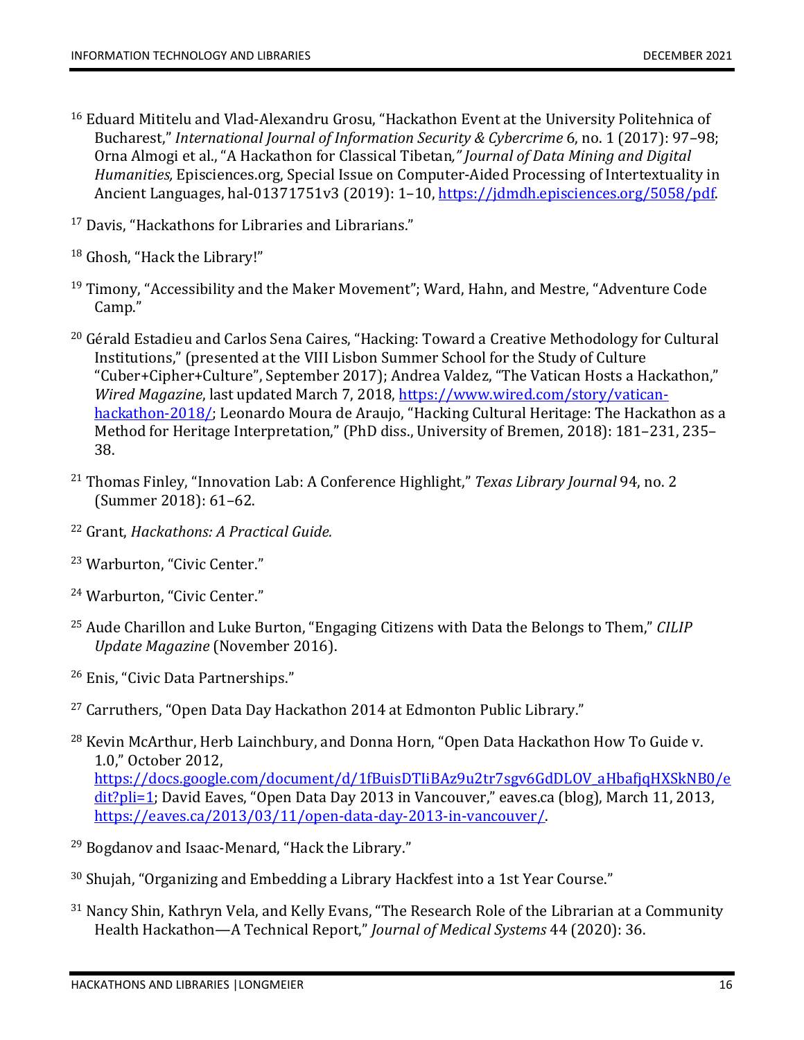[16] Eduard Mititelu and Vlad-Alexandru Grosu, "Hackathon Event at the University Politehnica of Bucharest," *International Journal of Information Security & Cybercrime* 6, no. 1 (2017): 97–98; Orna Almogi et al., "A Hackathon for Classical Tibetan*," Journal of Data Mining and Digital Humanities,* Episciences.org, Special Issue on Computer-Aided Processing of Intertextuality in Ancient Languages, hal-01371751v3 (2019): 1–10, https://jdmdh.episciences.org/5058/pdf.

[17] Davis, "Hackathons for Libraries and Librarians."

[18] Ghosh, "Hack the Library!"

[19] Timony, "Accessibility and the Maker Movement"; Ward, Hahn, and Mestre, "Adventure Code Camp."

[20] Gérald Estadieu and Carlos Sena Caires, "Hacking: Toward a Creative Methodology for Cultural Institutions," (presented at the VIII Lisbon Summer School for the Study of Culture "Cuber+Cipher+Culture", September 2017); Andrea Valdez, "The Vatican Hosts a Hackathon," *Wired Magazine*, last updated March 7, 2018, https://www.wired.com/story/vatican-hackathon-2018/; Leonardo Moura de Araujo, "Hacking Cultural Heritage: The Hackathon as a Method for Heritage Interpretation," (PhD diss., University of Bremen, 2018): 181–231, 235–38.

[21] Thomas Finley, "Innovation Lab: A Conference Highlight," *Texas Library Journal* 94, no. 2 (Summer 2018): 61–62.

[22] Grant, *Hackathons: A Practical Guide.*

[23] Warburton, "Civic Center."

[24] Warburton, "Civic Center."

[25] Aude Charillon and Luke Burton, "Engaging Citizens with Data the Belongs to Them," *CILIP Update Magazine* (November 2016).

[26] Enis, "Civic Data Partnerships."

[27] Carruthers, "Open Data Day Hackathon 2014 at Edmonton Public Library."

[28] Kevin McArthur, Herb Lainchbury, and Donna Horn, "Open Data Hackathon How To Guide v. 1.0," October 2012, https://docs.google.com/document/d/1fBuisDTIiBAz9u2tr7sgv6GdDLOV_aHbafjqHXSkNB0/edit?pli=1; David Eaves, "Open Data Day 2013 in Vancouver," eaves.ca (blog), March 11, 2013, https://eaves.ca/2013/03/11/open-data-day-2013-in-vancouver/.

[29] Bogdanov and Isaac-Menard, "Hack the Library."

[30] Shujah, "Organizing and Embedding a Library Hackfest into a 1st Year Course."

[31] Nancy Shin, Kathryn Vela, and Kelly Evans, "The Research Role of the Librarian at a Community Health Hackathon—A Technical Report," *Journal of Medical Systems* 44 (2020): 36.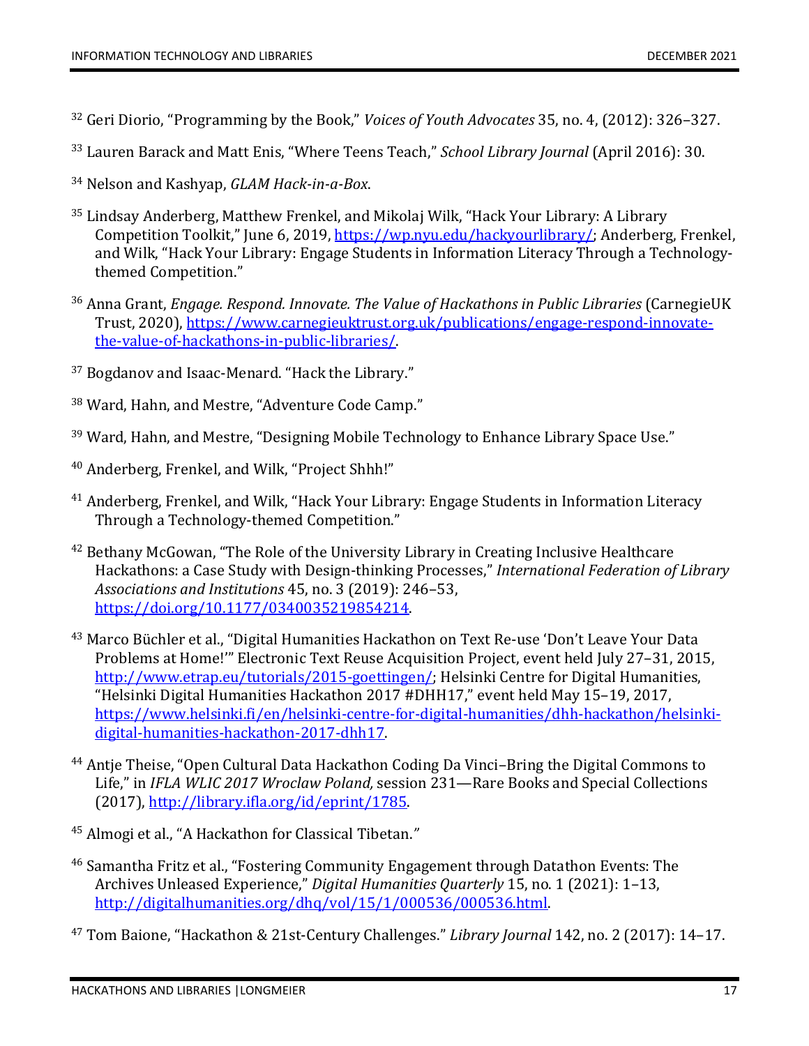[32] Geri Diorio, "Programming by the Book," *Voices of Youth Advocates* 35, no. 4, (2012): 326–327.

[33] Lauren Barack and Matt Enis, "Where Teens Teach," *School Library Journal* (April 2016): 30.

[34] Nelson and Kashyap, *GLAM Hack-in-a-Box*.

[35] Lindsay Anderberg, Matthew Frenkel, and Mikolaj Wilk, "Hack Your Library: A Library Competition Toolkit," June 6, 2019, https://wp.nyu.edu/hackyourlibrary/; Anderberg, Frenkel, and Wilk, "Hack Your Library: Engage Students in Information Literacy Through a Technology-themed Competition."

[36] Anna Grant, *Engage. Respond. Innovate. The Value of Hackathons in Public Libraries* (CarnegieUK Trust, 2020), https://www.carnegieuktrust.org.uk/publications/engage-respond-innovate-the-value-of-hackathons-in-public-libraries/.

[37] Bogdanov and Isaac-Menard. "Hack the Library."

[38] Ward, Hahn, and Mestre, "Adventure Code Camp."

[39] Ward, Hahn, and Mestre, "Designing Mobile Technology to Enhance Library Space Use."

[40] Anderberg, Frenkel, and Wilk, "Project Shhh!"

[41] Anderberg, Frenkel, and Wilk, "Hack Your Library: Engage Students in Information Literacy Through a Technology-themed Competition."

[42] Bethany McGowan, "The Role of the University Library in Creating Inclusive Healthcare Hackathons: a Case Study with Design-thinking Processes," *International Federation of Library Associations and Institutions* 45, no. 3 (2019): 246–53, https://doi.org/10.1177/0340035219854214.

[43] Marco Büchler et al., "Digital Humanities Hackathon on Text Re-use 'Don't Leave Your Data Problems at Home!'" Electronic Text Reuse Acquisition Project, event held July 27–31, 2015, http://www.etrap.eu/tutorials/2015-goettingen/; Helsinki Centre for Digital Humanities, "Helsinki Digital Humanities Hackathon 2017 #DHH17," event held May 15–19, 2017, https://www.helsinki.fi/en/helsinki-centre-for-digital-humanities/dhh-hackathon/helsinki-digital-humanities-hackathon-2017-dhh17.

[44] Antje Theise, "Open Cultural Data Hackathon Coding Da Vinci–Bring the Digital Commons to Life," in *IFLA WLIC 2017 Wroclaw Poland,* session 231—Rare Books and Special Collections (2017), http://library.ifla.org/id/eprint/1785.

[45] Almogi et al., "A Hackathon for Classical Tibetan."

[46] Samantha Fritz et al., "Fostering Community Engagement through Datathon Events: The Archives Unleased Experience," *Digital Humanities Quarterly* 15, no. 1 (2021): 1–13, http://digitalhumanities.org/dhq/vol/15/1/000536/000536.html.

[47] Tom Baione, "Hackathon & 21st-Century Challenges." *Library Journal* 142, no. 2 (2017): 14–17.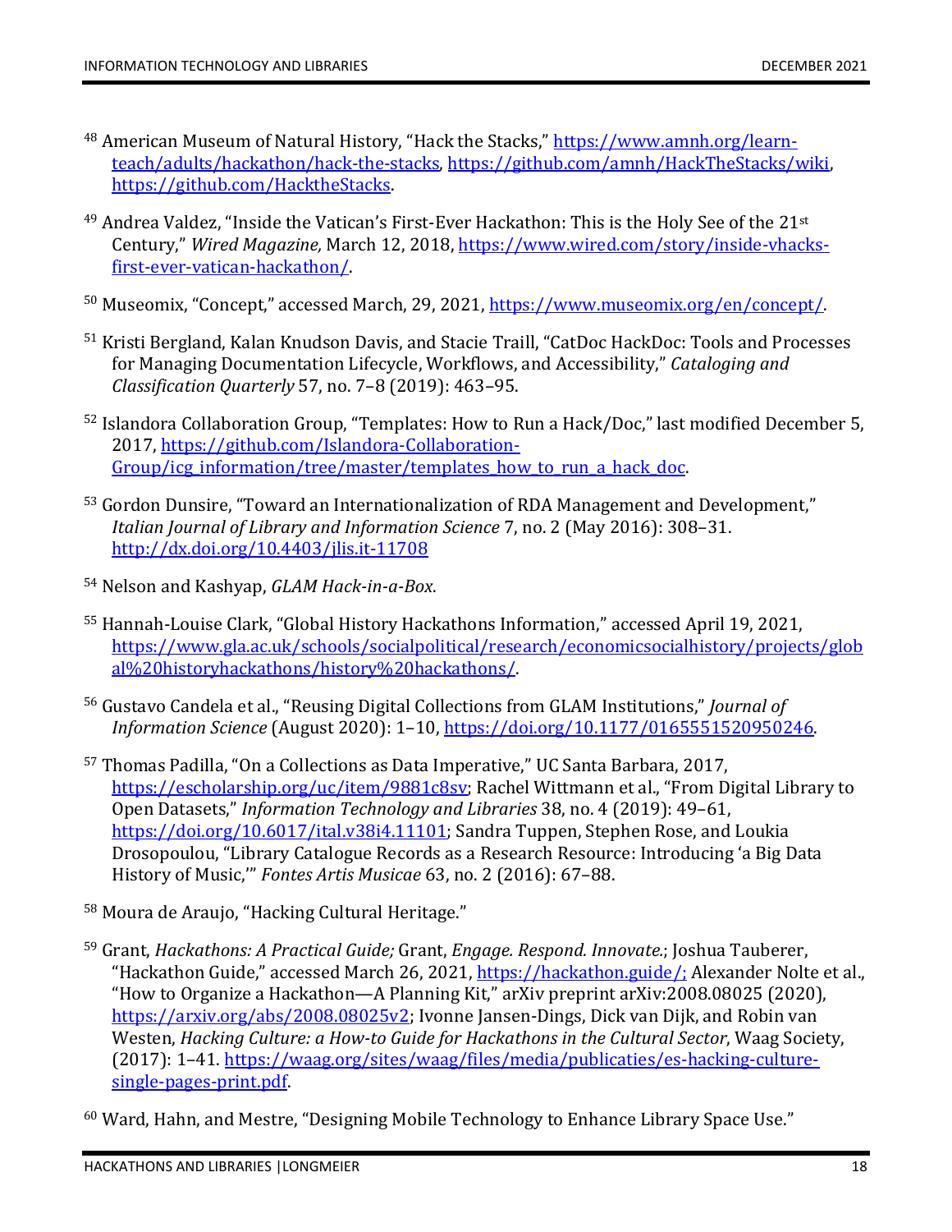[48] American Museum of Natural History, "Hack the Stacks," https://www.amnh.org/learn-teach/adults/hackathon/hack-the-stacks, https://github.com/amnh/HackTheStacks/wiki, https://github.com/HacktheStacks.

[49] Andrea Valdez, "Inside the Vatican's First-Ever Hackathon: This is the Holy See of the 21st Century," *Wired Magazine,* March 12, 2018, https://www.wired.com/story/inside-vhacks-first-ever-vatican-hackathon/.

[50] Museomix, "Concept," accessed March, 29, 2021, https://www.museomix.org/en/concept/.

[51] Kristi Bergland, Kalan Knudson Davis, and Stacie Traill, "CatDoc HackDoc: Tools and Processes for Managing Documentation Lifecycle, Workflows, and Accessibility," *Cataloging and Classification Quarterly* 57, no. 7–8 (2019): 463–95.

[52] Islandora Collaboration Group, "Templates: How to Run a Hack/Doc," last modified December 5, 2017, https://github.com/Islandora-Collaboration-Group/icg_information/tree/master/templates_how_to_run_a_hack_doc.

[53] Gordon Dunsire, "Toward an Internationalization of RDA Management and Development," *Italian Journal of Library and Information Science* 7, no. 2 (May 2016): 308–31. http://dx.doi.org/10.4403/jlis.it-11708

[54] Nelson and Kashyap, *GLAM Hack-in-a-Box*.

[55] Hannah-Louise Clark, "Global History Hackathons Information," accessed April 19, 2021, https://www.gla.ac.uk/schools/socialpolitical/research/economicsocialhistory/projects/global%20historyhackathons/history%20hackathons/.

[56] Gustavo Candela et al., "Reusing Digital Collections from GLAM Institutions," *Journal of Information Science* (August 2020): 1–10, https://doi.org/10.1177/0165551520950246.

[57] Thomas Padilla, "On a Collections as Data Imperative," UC Santa Barbara, 2017, https://escholarship.org/uc/item/9881c8sv; Rachel Wittmann et al., "From Digital Library to Open Datasets," *Information Technology and Libraries* 38, no. 4 (2019): 49–61, https://doi.org/10.6017/ital.v38i4.11101; Sandra Tuppen, Stephen Rose, and Loukia Drosopoulou, "Library Catalogue Records as a Research Resource: Introducing 'a Big Data History of Music,'" *Fontes Artis Musicae* 63, no. 2 (2016): 67–88.

[58] Moura de Araujo, "Hacking Cultural Heritage."

[59] Grant, *Hackathons: A Practical Guide;* Grant, *Engage. Respond. Innovate.*; Joshua Tauberer, "Hackathon Guide," accessed March 26, 2021, https://hackathon.guide/; Alexander Nolte et al., "How to Organize a Hackathon—A Planning Kit," arXiv preprint arXiv:2008.08025 (2020), https://arxiv.org/abs/2008.08025v2; Ivonne Jansen-Dings, Dick van Dijk, and Robin van Westen, *Hacking Culture: a How-to Guide for Hackathons in the Cultural Sector*, Waag Society, (2017): 1–41. https://waag.org/sites/waag/files/media/publicaties/es-hacking-culture-single-pages-print.pdf.

[60] Ward, Hahn, and Mestre, "Designing Mobile Technology to Enhance Library Space Use."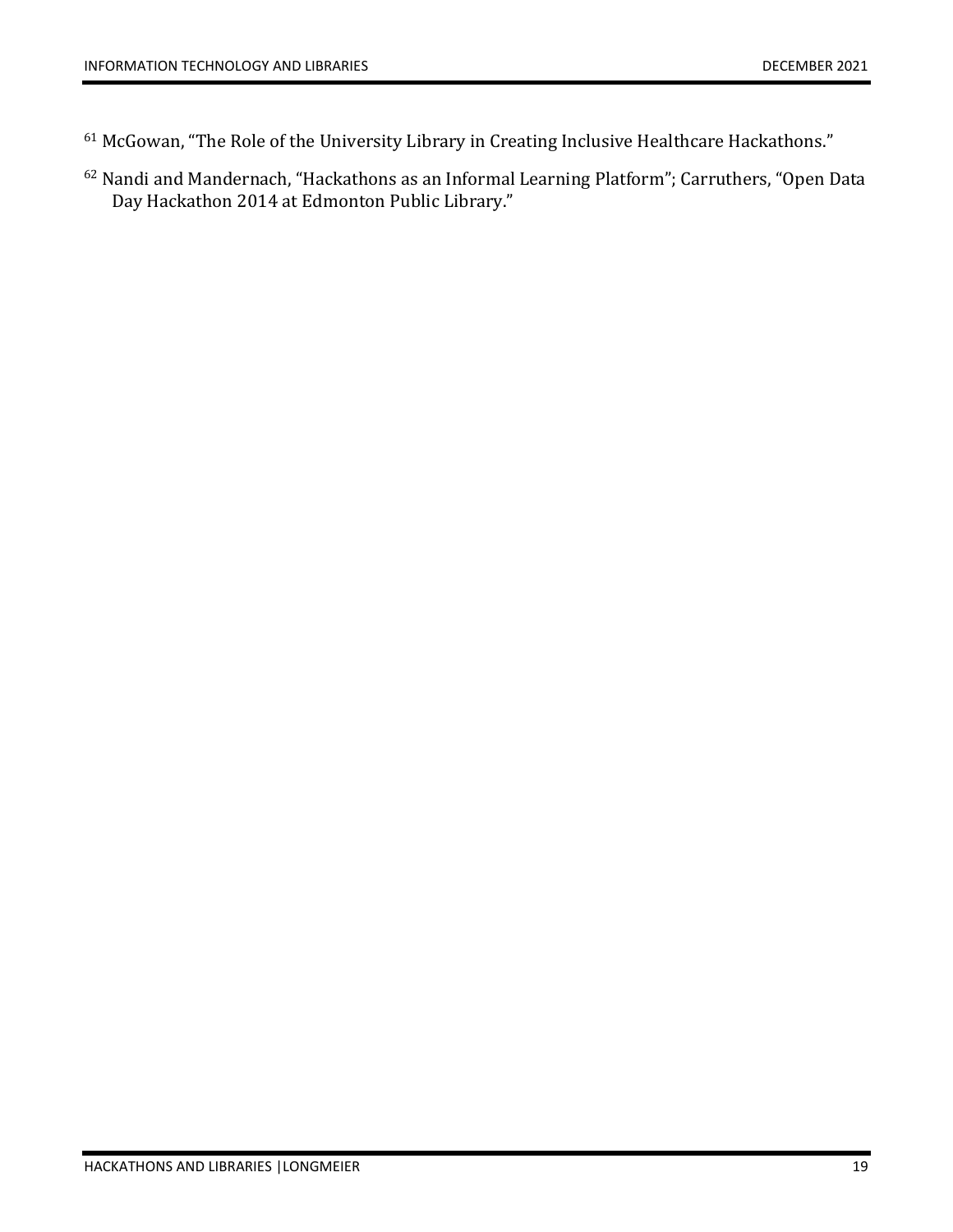[61] McGowan, "The Role of the University Library in Creating Inclusive Healthcare Hackathons."

[62] Nandi and Mandernach, "Hackathons as an Informal Learning Platform"; Carruthers, "Open Data Day Hackathon 2014 at Edmonton Public Library."